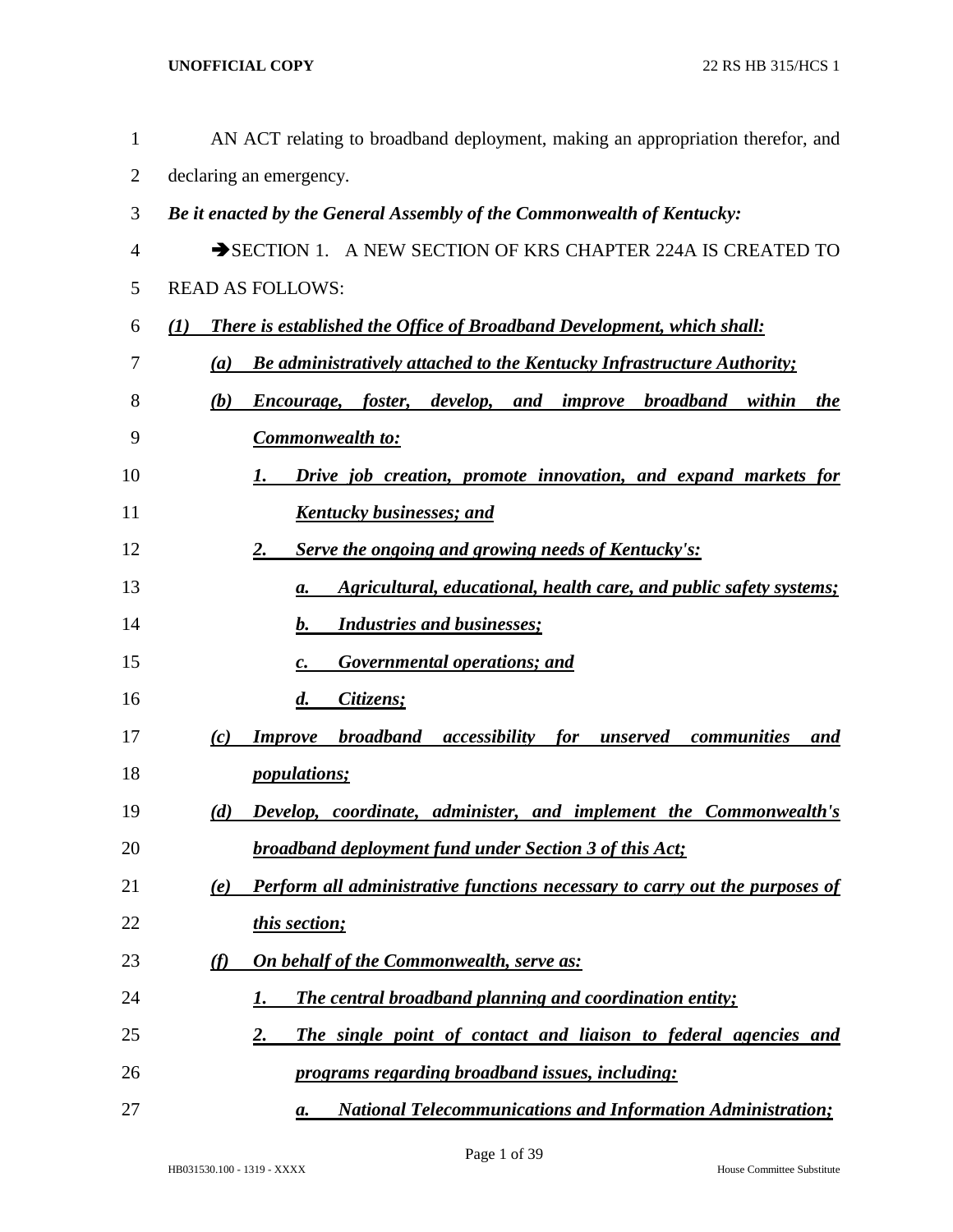AN ACT relating to broadband deployment, making an appropriation therefor, and declaring an emergency.

***Be it enacted by the General Assembly of the Commonwealth of Kentucky:***

➔SECTION 1. A NEW SECTION OF KRS CHAPTER 224A IS CREATED TO READ AS FOLLOWS:

***(1) There is established the Office of Broadband Development, which shall:***

***(a) Be administratively attached to the Kentucky Infrastructure Authority;***

***(b) Encourage, foster, develop, and improve broadband within the Commonwealth to:***

***1. Drive job creation, promote innovation, and expand markets for Kentucky businesses; and***

***2. Serve the ongoing and growing needs of Kentucky's:***

***a. Agricultural, educational, health care, and public safety systems;***

***b. Industries and businesses;***

***c. Governmental operations; and***

***d. Citizens;***

***(c) Improve broadband accessibility for unserved communities and populations;***

***(d) Develop, coordinate, administer, and implement the Commonwealth's broadband deployment fund under Section 3 of this Act;***

***(e) Perform all administrative functions necessary to carry out the purposes of this section;***

***(f) On behalf of the Commonwealth, serve as:***

***1. The central broadband planning and coordination entity;***

***2. The single point of contact and liaison to federal agencies and programs regarding broadband issues, including:***

***a. National Telecommunications and Information Administration;***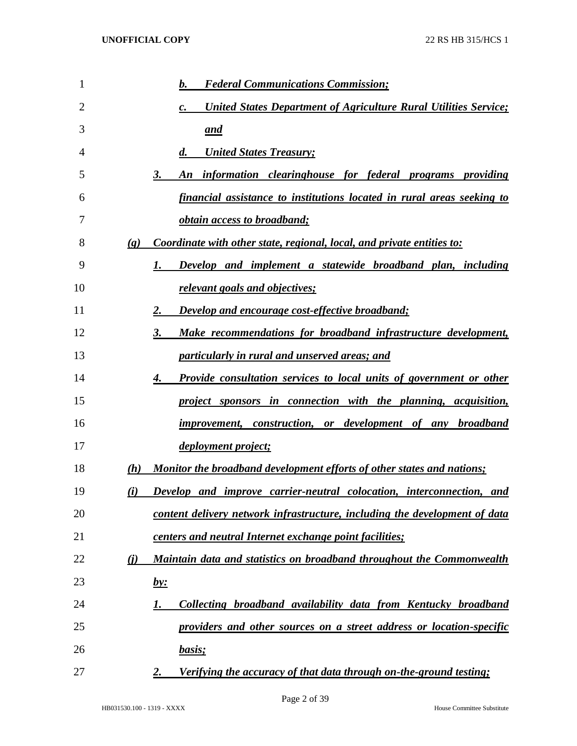*b. Federal Communications Commission;*

*c. United States Department of Agriculture Rural Utilities Service; and*

*d. United States Treasury;*

*3. An information clearinghouse for federal programs providing financial assistance to institutions located in rural areas seeking to obtain access to broadband;*

*(g) Coordinate with other state, regional, local, and private entities to:*

*1. Develop and implement a statewide broadband plan, including relevant goals and objectives;*

*2. Develop and encourage cost-effective broadband;*

*3. Make recommendations for broadband infrastructure development, particularly in rural and unserved areas; and*

*4. Provide consultation services to local units of government or other project sponsors in connection with the planning, acquisition, improvement, construction, or development of any broadband deployment project;*

*(h) Monitor the broadband development efforts of other states and nations;*

*(i) Develop and improve carrier-neutral colocation, interconnection, and content delivery network infrastructure, including the development of data centers and neutral Internet exchange point facilities;*

*(j) Maintain data and statistics on broadband throughout the Commonwealth by:*

*1. Collecting broadband availability data from Kentucky broadband providers and other sources on a street address or location-specific basis;*

*2. Verifying the accuracy of that data through on-the-ground testing;*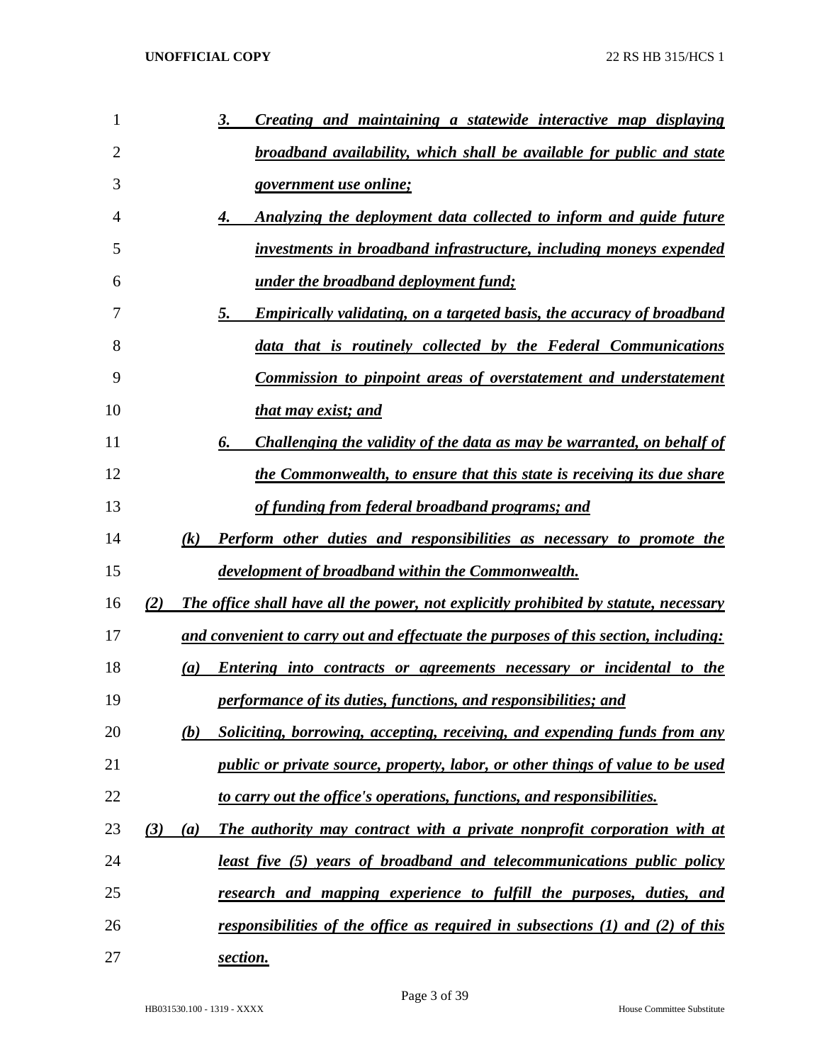3. *Creating and maintaining a statewide interactive map displaying broadband availability, which shall be available for public and state government use online;*

4. *Analyzing the deployment data collected to inform and guide future investments in broadband infrastructure, including moneys expended under the broadband deployment fund;*

5. *Empirically validating, on a targeted basis, the accuracy of broadband data that is routinely collected by the Federal Communications Commission to pinpoint areas of overstatement and understatement that may exist; and*

6. *Challenging the validity of the data as may be warranted, on behalf of the Commonwealth, to ensure that this state is receiving its due share of funding from federal broadband programs; and*

*(k) Perform other duties and responsibilities as necessary to promote the development of broadband within the Commonwealth.*

*(2) The office shall have all the power, not explicitly prohibited by statute, necessary and convenient to carry out and effectuate the purposes of this section, including:*

*(a) Entering into contracts or agreements necessary or incidental to the performance of its duties, functions, and responsibilities; and*

*(b) Soliciting, borrowing, accepting, receiving, and expending funds from any public or private source, property, labor, or other things of value to be used to carry out the office's operations, functions, and responsibilities.*

*(3) (a) The authority may contract with a private nonprofit corporation with at least five (5) years of broadband and telecommunications public policy research and mapping experience to fulfill the purposes, duties, and responsibilities of the office as required in subsections (1) and (2) of this section.*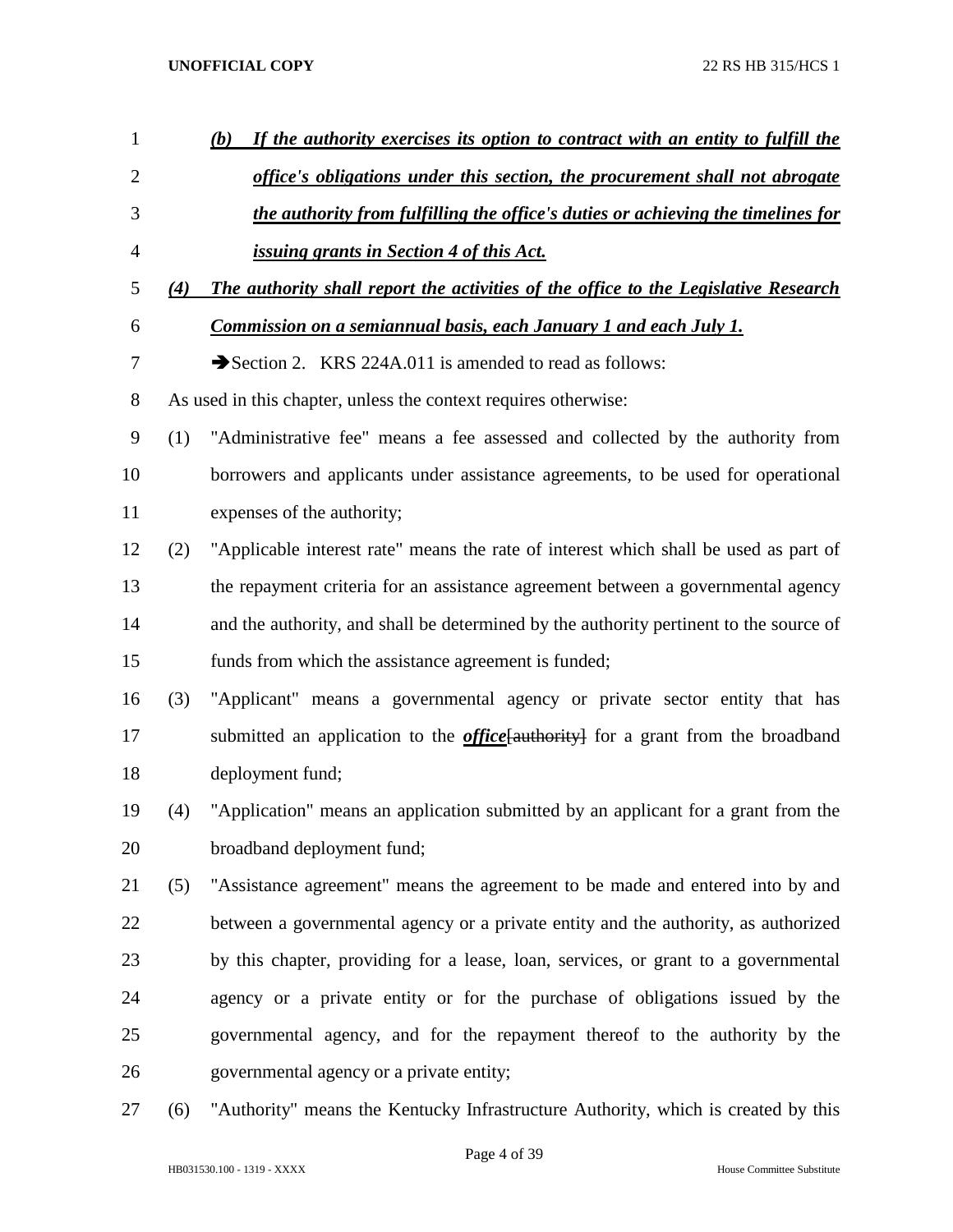*(b)* ***If the authority exercises its option to contract with an entity to fulfill the office's obligations under this section, the procurement shall not abrogate the authority from fulfilling the office's duties or achieving the timelines for issuing grants in Section 4 of this Act.***

***(4) The authority shall report the activities of the office to the Legislative Research Commission on a semiannual basis, each January 1 and each July 1.***

➔Section 2. KRS 224A.011 is amended to read as follows:

As used in this chapter, unless the context requires otherwise:

(1) "Administrative fee" means a fee assessed and collected by the authority from borrowers and applicants under assistance agreements, to be used for operational expenses of the authority;

(2) "Applicable interest rate" means the rate of interest which shall be used as part of the repayment criteria for an assistance agreement between a governmental agency and the authority, and shall be determined by the authority pertinent to the source of funds from which the assistance agreement is funded;

(3) "Applicant" means a governmental agency or private sector entity that has submitted an application to the ***office***~~[authority]~~ for a grant from the broadband deployment fund;

(4) "Application" means an application submitted by an applicant for a grant from the broadband deployment fund;

(5) "Assistance agreement" means the agreement to be made and entered into by and between a governmental agency or a private entity and the authority, as authorized by this chapter, providing for a lease, loan, services, or grant to a governmental agency or a private entity or for the purchase of obligations issued by the governmental agency, and for the repayment thereof to the authority by the governmental agency or a private entity;

(6) "Authority" means the Kentucky Infrastructure Authority, which is created by this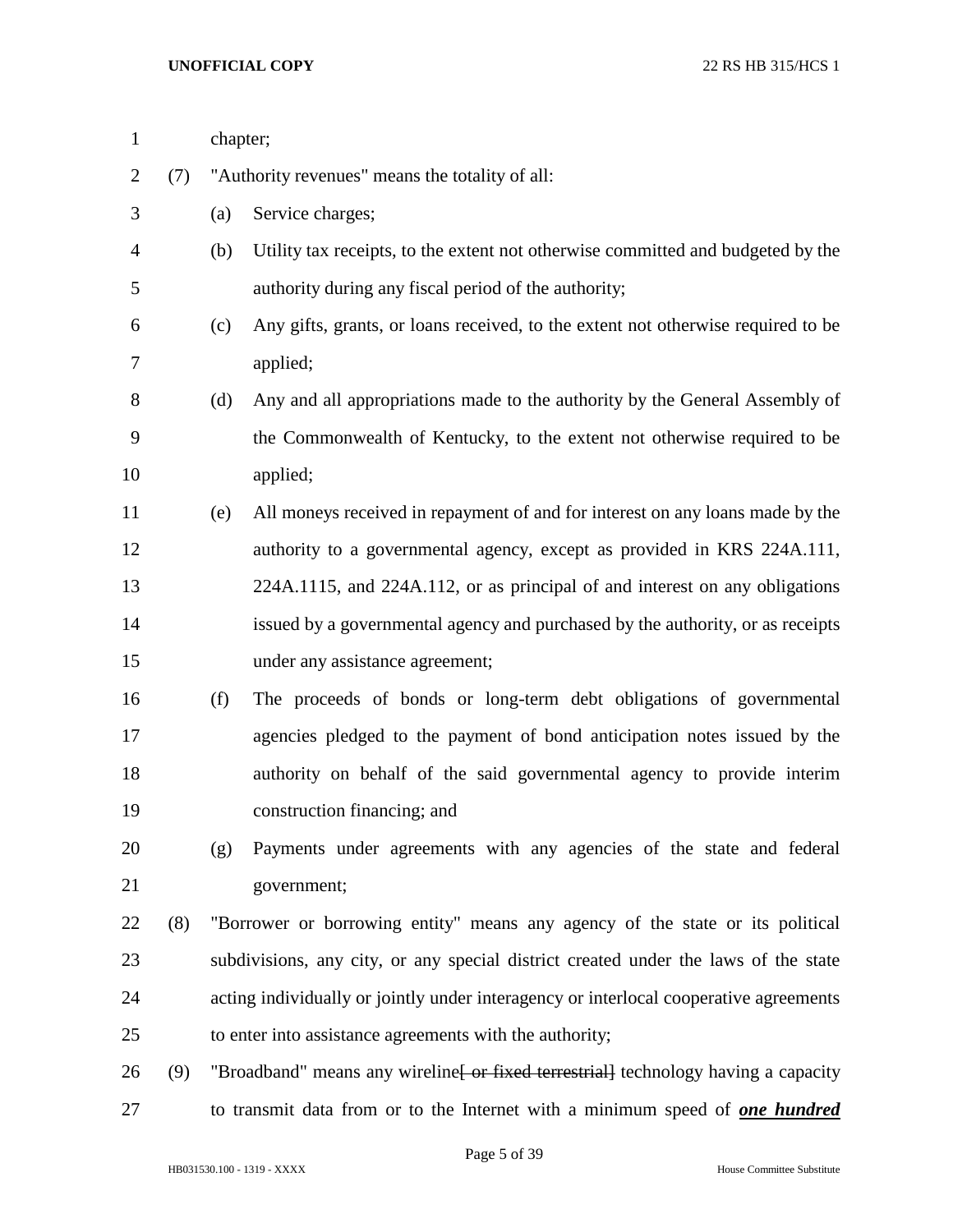chapter;

(7) "Authority revenues" means the totality of all:

(a) Service charges;

(b) Utility tax receipts, to the extent not otherwise committed and budgeted by the authority during any fiscal period of the authority;

(c) Any gifts, grants, or loans received, to the extent not otherwise required to be applied;

(d) Any and all appropriations made to the authority by the General Assembly of the Commonwealth of Kentucky, to the extent not otherwise required to be applied;

(e) All moneys received in repayment of and for interest on any loans made by the authority to a governmental agency, except as provided in KRS 224A.111, 224A.1115, and 224A.112, or as principal of and interest on any obligations issued by a governmental agency and purchased by the authority, or as receipts under any assistance agreement;

(f) The proceeds of bonds or long-term debt obligations of governmental agencies pledged to the payment of bond anticipation notes issued by the authority on behalf of the said governmental agency to provide interim construction financing; and

(g) Payments under agreements with any agencies of the state and federal government;

(8) "Borrower or borrowing entity" means any agency of the state or its political subdivisions, any city, or any special district created under the laws of the state acting individually or jointly under interagency or interlocal cooperative agreements to enter into assistance agreements with the authority;

(9) "Broadband" means any wireline~~[ or fixed terrestrial]~~ technology having a capacity to transmit data from or to the Internet with a minimum speed of ***one hundred***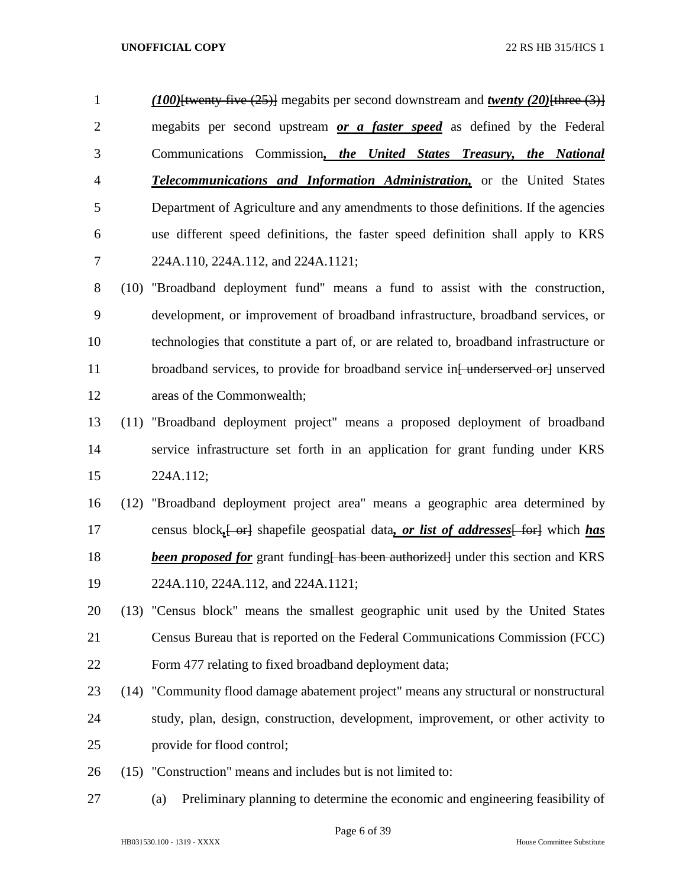***(100)***[twenty-five (25)] megabits per second downstream and ***twenty (20)***[three (3)] megabits per second upstream ***or a faster speed*** as defined by the Federal Communications Commission***, the United States Treasury, the National Telecommunications and Information Administration,*** or the United States Department of Agriculture and any amendments to those definitions. If the agencies use different speed definitions, the faster speed definition shall apply to KRS 224A.110, 224A.112, and 224A.1121;

(10) "Broadband deployment fund" means a fund to assist with the construction, development, or improvement of broadband infrastructure, broadband services, or technologies that constitute a part of, or are related to, broadband infrastructure or broadband services, to provide for broadband service in[ underserved or] unserved areas of the Commonwealth;

(11) "Broadband deployment project" means a proposed deployment of broadband service infrastructure set forth in an application for grant funding under KRS 224A.112;

(12) "Broadband deployment project area" means a geographic area determined by census block***,***[ or] shapefile geospatial data***, or list of addresses***[ for] which ***has been proposed for*** grant funding[ has been authorized] under this section and KRS 224A.110, 224A.112, and 224A.1121;

(13) "Census block" means the smallest geographic unit used by the United States Census Bureau that is reported on the Federal Communications Commission (FCC) Form 477 relating to fixed broadband deployment data;

(14) "Community flood damage abatement project" means any structural or nonstructural study, plan, design, construction, development, improvement, or other activity to provide for flood control;

(15) "Construction" means and includes but is not limited to:

(a) Preliminary planning to determine the economic and engineering feasibility of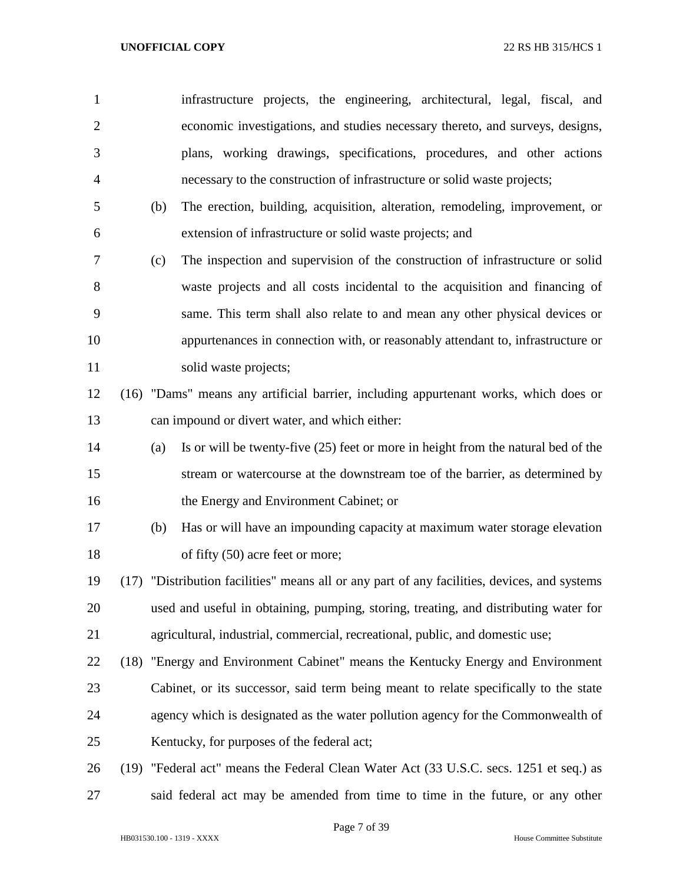infrastructure projects, the engineering, architectural, legal, fiscal, and economic investigations, and studies necessary thereto, and surveys, designs, plans, working drawings, specifications, procedures, and other actions necessary to the construction of infrastructure or solid waste projects;

(b) The erection, building, acquisition, alteration, remodeling, improvement, or extension of infrastructure or solid waste projects; and

(c) The inspection and supervision of the construction of infrastructure or solid waste projects and all costs incidental to the acquisition and financing of same. This term shall also relate to and mean any other physical devices or appurtenances in connection with, or reasonably attendant to, infrastructure or solid waste projects;

(16) "Dams" means any artificial barrier, including appurtenant works, which does or can impound or divert water, and which either:

(a) Is or will be twenty-five (25) feet or more in height from the natural bed of the stream or watercourse at the downstream toe of the barrier, as determined by the Energy and Environment Cabinet; or

(b) Has or will have an impounding capacity at maximum water storage elevation of fifty (50) acre feet or more;

(17) "Distribution facilities" means all or any part of any facilities, devices, and systems used and useful in obtaining, pumping, storing, treating, and distributing water for agricultural, industrial, commercial, recreational, public, and domestic use;

(18) "Energy and Environment Cabinet" means the Kentucky Energy and Environment Cabinet, or its successor, said term being meant to relate specifically to the state agency which is designated as the water pollution agency for the Commonwealth of Kentucky, for purposes of the federal act;

(19) "Federal act" means the Federal Clean Water Act (33 U.S.C. secs. 1251 et seq.) as said federal act may be amended from time to time in the future, or any other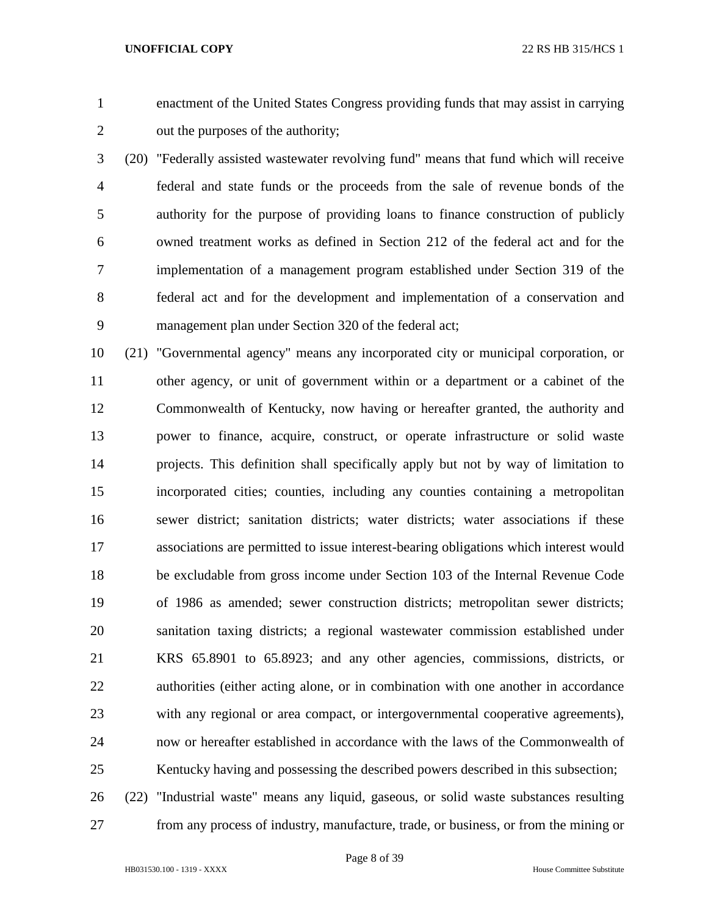enactment of the United States Congress providing funds that may assist in carrying out the purposes of the authority;

(20) "Federally assisted wastewater revolving fund" means that fund which will receive federal and state funds or the proceeds from the sale of revenue bonds of the authority for the purpose of providing loans to finance construction of publicly owned treatment works as defined in Section 212 of the federal act and for the implementation of a management program established under Section 319 of the federal act and for the development and implementation of a conservation and management plan under Section 320 of the federal act;

(21) "Governmental agency" means any incorporated city or municipal corporation, or other agency, or unit of government within or a department or a cabinet of the Commonwealth of Kentucky, now having or hereafter granted, the authority and power to finance, acquire, construct, or operate infrastructure or solid waste projects. This definition shall specifically apply but not by way of limitation to incorporated cities; counties, including any counties containing a metropolitan sewer district; sanitation districts; water districts; water associations if these associations are permitted to issue interest-bearing obligations which interest would be excludable from gross income under Section 103 of the Internal Revenue Code of 1986 as amended; sewer construction districts; metropolitan sewer districts; sanitation taxing districts; a regional wastewater commission established under KRS 65.8901 to 65.8923; and any other agencies, commissions, districts, or authorities (either acting alone, or in combination with one another in accordance with any regional or area compact, or intergovernmental cooperative agreements), now or hereafter established in accordance with the laws of the Commonwealth of Kentucky having and possessing the described powers described in this subsection;

(22) "Industrial waste" means any liquid, gaseous, or solid waste substances resulting from any process of industry, manufacture, trade, or business, or from the mining or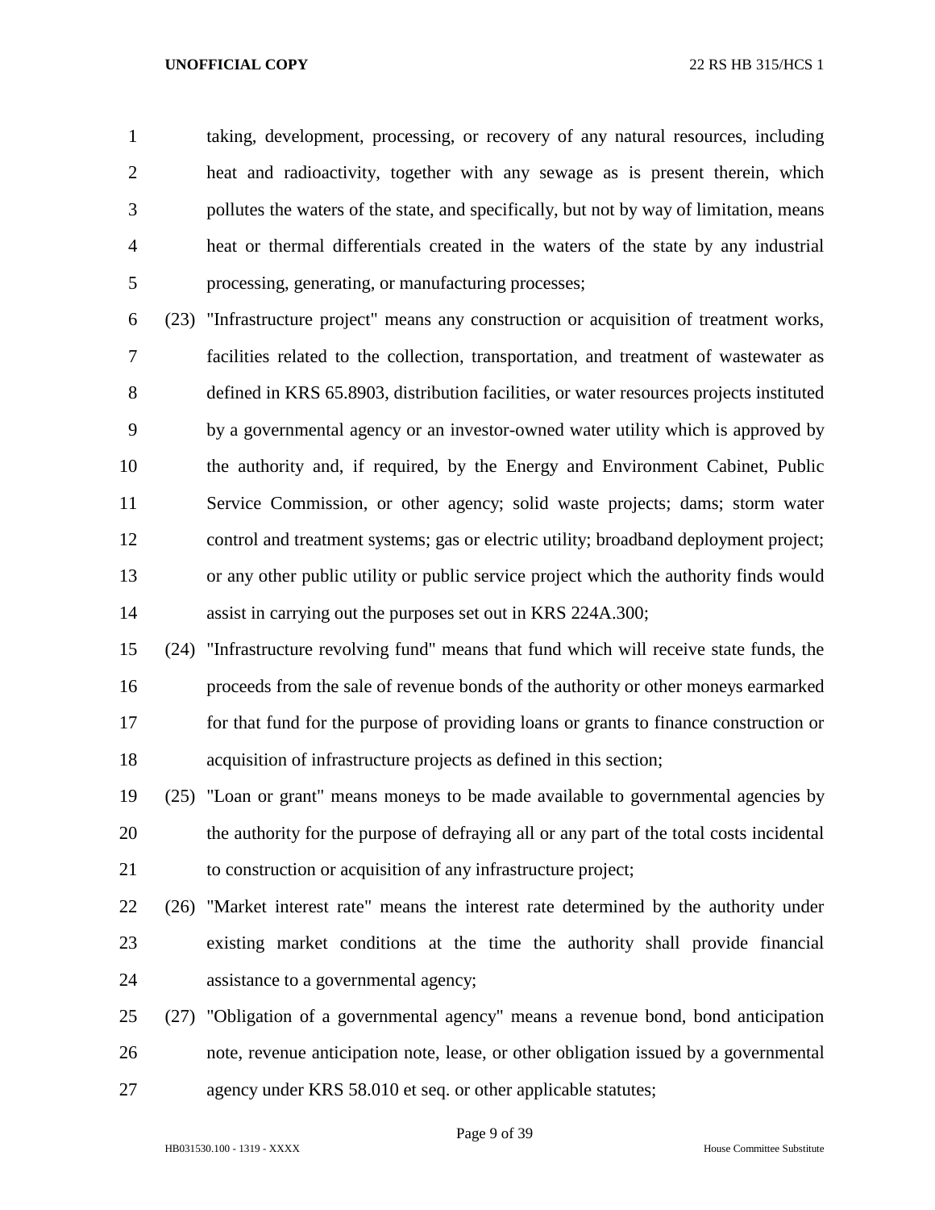taking, development, processing, or recovery of any natural resources, including heat and radioactivity, together with any sewage as is present therein, which pollutes the waters of the state, and specifically, but not by way of limitation, means heat or thermal differentials created in the waters of the state by any industrial processing, generating, or manufacturing processes;

(23) "Infrastructure project" means any construction or acquisition of treatment works, facilities related to the collection, transportation, and treatment of wastewater as defined in KRS 65.8903, distribution facilities, or water resources projects instituted by a governmental agency or an investor-owned water utility which is approved by the authority and, if required, by the Energy and Environment Cabinet, Public Service Commission, or other agency; solid waste projects; dams; storm water control and treatment systems; gas or electric utility; broadband deployment project; or any other public utility or public service project which the authority finds would assist in carrying out the purposes set out in KRS 224A.300;

(24) "Infrastructure revolving fund" means that fund which will receive state funds, the proceeds from the sale of revenue bonds of the authority or other moneys earmarked for that fund for the purpose of providing loans or grants to finance construction or acquisition of infrastructure projects as defined in this section;

(25) "Loan or grant" means moneys to be made available to governmental agencies by the authority for the purpose of defraying all or any part of the total costs incidental to construction or acquisition of any infrastructure project;

(26) "Market interest rate" means the interest rate determined by the authority under existing market conditions at the time the authority shall provide financial assistance to a governmental agency;

(27) "Obligation of a governmental agency" means a revenue bond, bond anticipation note, revenue anticipation note, lease, or other obligation issued by a governmental agency under KRS 58.010 et seq. or other applicable statutes;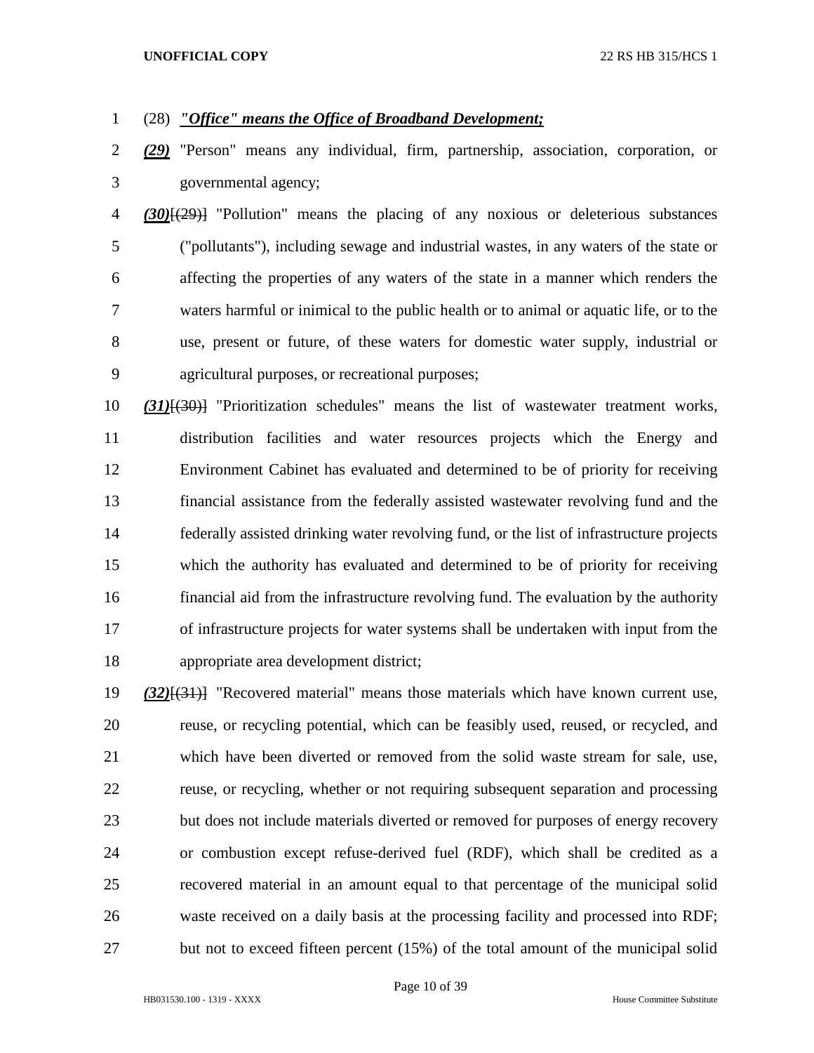(28) ***"Office" means the Office of Broadband Development;***

***(29)*** "Person" means any individual, firm, partnership, association, corporation, or governmental agency;

***(30)***[~~(29)~~] "Pollution" means the placing of any noxious or deleterious substances ("pollutants"), including sewage and industrial wastes, in any waters of the state or affecting the properties of any waters of the state in a manner which renders the waters harmful or inimical to the public health or to animal or aquatic life, or to the use, present or future, of these waters for domestic water supply, industrial or agricultural purposes, or recreational purposes;

***(31)***[~~(30)~~] "Prioritization schedules" means the list of wastewater treatment works, distribution facilities and water resources projects which the Energy and Environment Cabinet has evaluated and determined to be of priority for receiving financial assistance from the federally assisted wastewater revolving fund and the federally assisted drinking water revolving fund, or the list of infrastructure projects which the authority has evaluated and determined to be of priority for receiving financial aid from the infrastructure revolving fund. The evaluation by the authority of infrastructure projects for water systems shall be undertaken with input from the appropriate area development district;

***(32)***[~~(31)~~] "Recovered material" means those materials which have known current use, reuse, or recycling potential, which can be feasibly used, reused, or recycled, and which have been diverted or removed from the solid waste stream for sale, use, reuse, or recycling, whether or not requiring subsequent separation and processing but does not include materials diverted or removed for purposes of energy recovery or combustion except refuse-derived fuel (RDF), which shall be credited as a recovered material in an amount equal to that percentage of the municipal solid waste received on a daily basis at the processing facility and processed into RDF; but not to exceed fifteen percent (15%) of the total amount of the municipal solid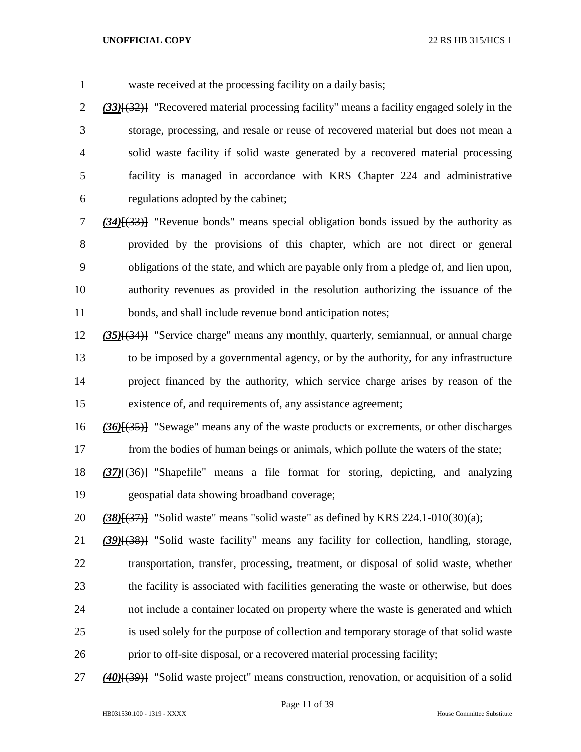waste received at the processing facility on a daily basis;

***(33)***~~[(32)]~~ "Recovered material processing facility" means a facility engaged solely in the storage, processing, and resale or reuse of recovered material but does not mean a solid waste facility if solid waste generated by a recovered material processing facility is managed in accordance with KRS Chapter 224 and administrative regulations adopted by the cabinet;

***(34)***~~[(33)]~~ "Revenue bonds" means special obligation bonds issued by the authority as provided by the provisions of this chapter, which are not direct or general obligations of the state, and which are payable only from a pledge of, and lien upon, authority revenues as provided in the resolution authorizing the issuance of the bonds, and shall include revenue bond anticipation notes;

***(35)***~~[(34)]~~ "Service charge" means any monthly, quarterly, semiannual, or annual charge to be imposed by a governmental agency, or by the authority, for any infrastructure project financed by the authority, which service charge arises by reason of the existence of, and requirements of, any assistance agreement;

***(36)***~~[(35)]~~ "Sewage" means any of the waste products or excrements, or other discharges from the bodies of human beings or animals, which pollute the waters of the state;

***(37)***~~[(36)]~~ "Shapefile" means a file format for storing, depicting, and analyzing geospatial data showing broadband coverage;

***(38)***~~[(37)]~~ "Solid waste" means "solid waste" as defined by KRS 224.1-010(30)(a);

***(39)***~~[(38)]~~ "Solid waste facility" means any facility for collection, handling, storage, transportation, transfer, processing, treatment, or disposal of solid waste, whether the facility is associated with facilities generating the waste or otherwise, but does not include a container located on property where the waste is generated and which is used solely for the purpose of collection and temporary storage of that solid waste prior to off-site disposal, or a recovered material processing facility;

***(40)***~~[(39)]~~ "Solid waste project" means construction, renovation, or acquisition of a solid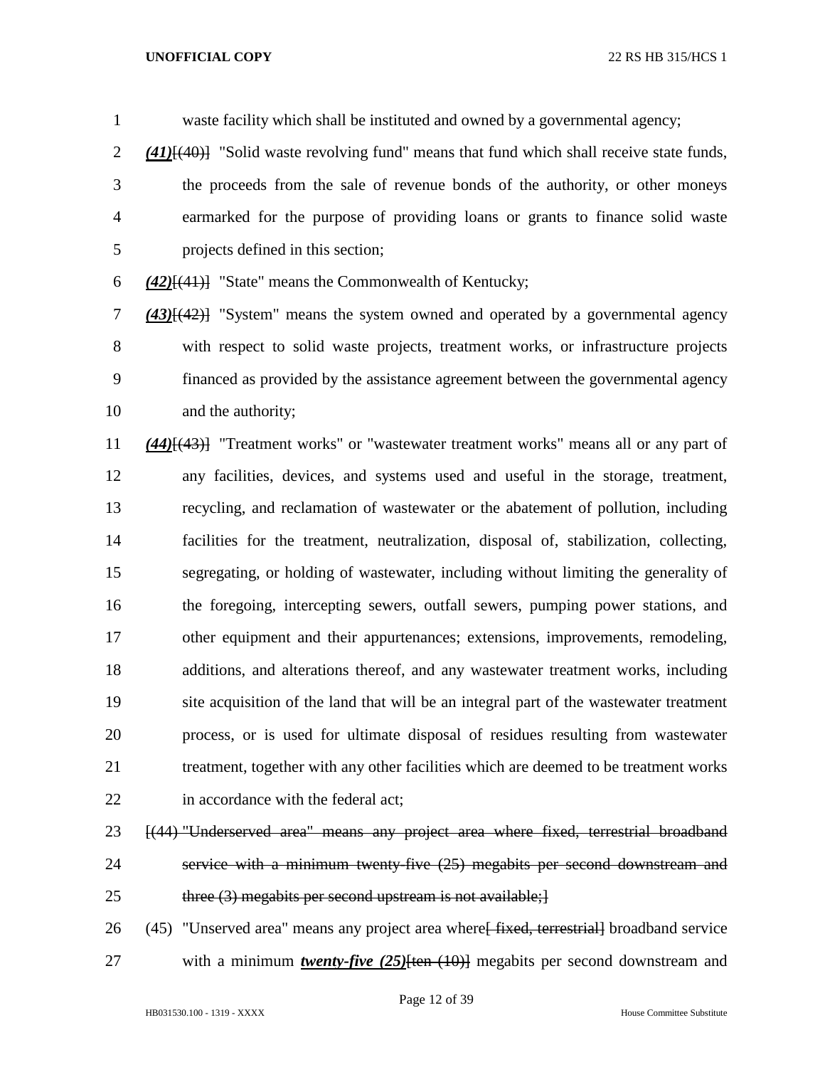waste facility which shall be instituted and owned by a governmental agency;

***(41)***[(40)] "Solid waste revolving fund" means that fund which shall receive state funds, the proceeds from the sale of revenue bonds of the authority, or other moneys earmarked for the purpose of providing loans or grants to finance solid waste projects defined in this section;

***(42)***[(41)] "State" means the Commonwealth of Kentucky;

***(43)***[(42)] "System" means the system owned and operated by a governmental agency with respect to solid waste projects, treatment works, or infrastructure projects financed as provided by the assistance agreement between the governmental agency and the authority;

***(44)***[(43)] "Treatment works" or "wastewater treatment works" means all or any part of any facilities, devices, and systems used and useful in the storage, treatment, recycling, and reclamation of wastewater or the abatement of pollution, including facilities for the treatment, neutralization, disposal of, stabilization, collecting, segregating, or holding of wastewater, including without limiting the generality of the foregoing, intercepting sewers, outfall sewers, pumping power stations, and other equipment and their appurtenances; extensions, improvements, remodeling, additions, and alterations thereof, and any wastewater treatment works, including site acquisition of the land that will be an integral part of the wastewater treatment process, or is used for ultimate disposal of residues resulting from wastewater treatment, together with any other facilities which are deemed to be treatment works in accordance with the federal act;

~~[(44) "Underserved area" means any project area where fixed, terrestrial broadband service with a minimum twenty-five (25) megabits per second downstream and three (3) megabits per second upstream is not available;]~~

(45) "Unserved area" means any project area where~~[ fixed, terrestrial]~~ broadband service with a minimum ***twenty-five (25)***~~[ten (10)]~~ megabits per second downstream and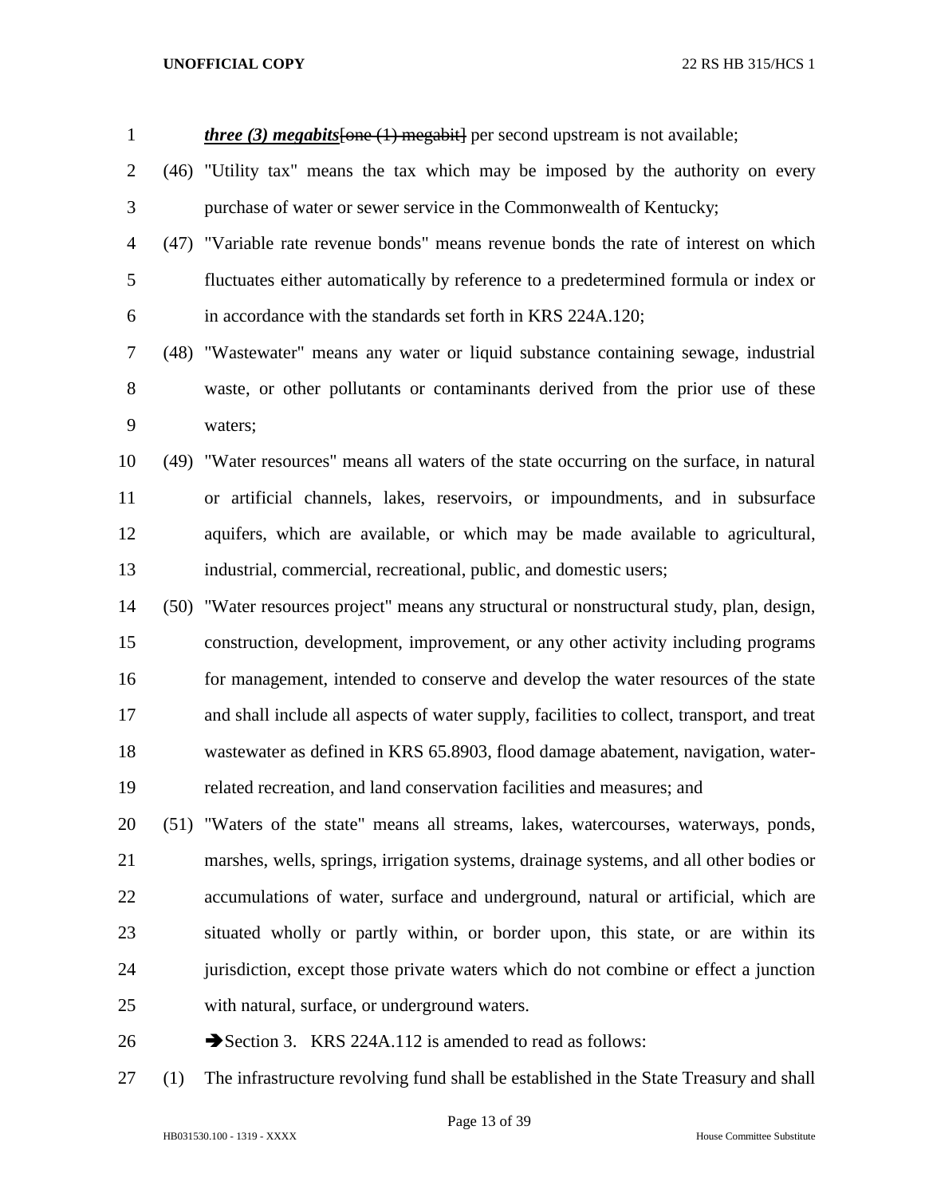***three (3) megabits***~~[one (1) megabit]~~ per second upstream is not available;

(46) "Utility tax" means the tax which may be imposed by the authority on every purchase of water or sewer service in the Commonwealth of Kentucky;

(47) "Variable rate revenue bonds" means revenue bonds the rate of interest on which fluctuates either automatically by reference to a predetermined formula or index or in accordance with the standards set forth in KRS 224A.120;

(48) "Wastewater" means any water or liquid substance containing sewage, industrial waste, or other pollutants or contaminants derived from the prior use of these waters;

(49) "Water resources" means all waters of the state occurring on the surface, in natural or artificial channels, lakes, reservoirs, or impoundments, and in subsurface aquifers, which are available, or which may be made available to agricultural, industrial, commercial, recreational, public, and domestic users;

(50) "Water resources project" means any structural or nonstructural study, plan, design, construction, development, improvement, or any other activity including programs for management, intended to conserve and develop the water resources of the state and shall include all aspects of water supply, facilities to collect, transport, and treat wastewater as defined in KRS 65.8903, flood damage abatement, navigation, water-related recreation, and land conservation facilities and measures; and

(51) "Waters of the state" means all streams, lakes, watercourses, waterways, ponds, marshes, wells, springs, irrigation systems, drainage systems, and all other bodies or accumulations of water, surface and underground, natural or artificial, which are situated wholly or partly within, or border upon, this state, or are within its jurisdiction, except those private waters which do not combine or effect a junction with natural, surface, or underground waters.

➔Section 3. KRS 224A.112 is amended to read as follows:

(1) The infrastructure revolving fund shall be established in the State Treasury and shall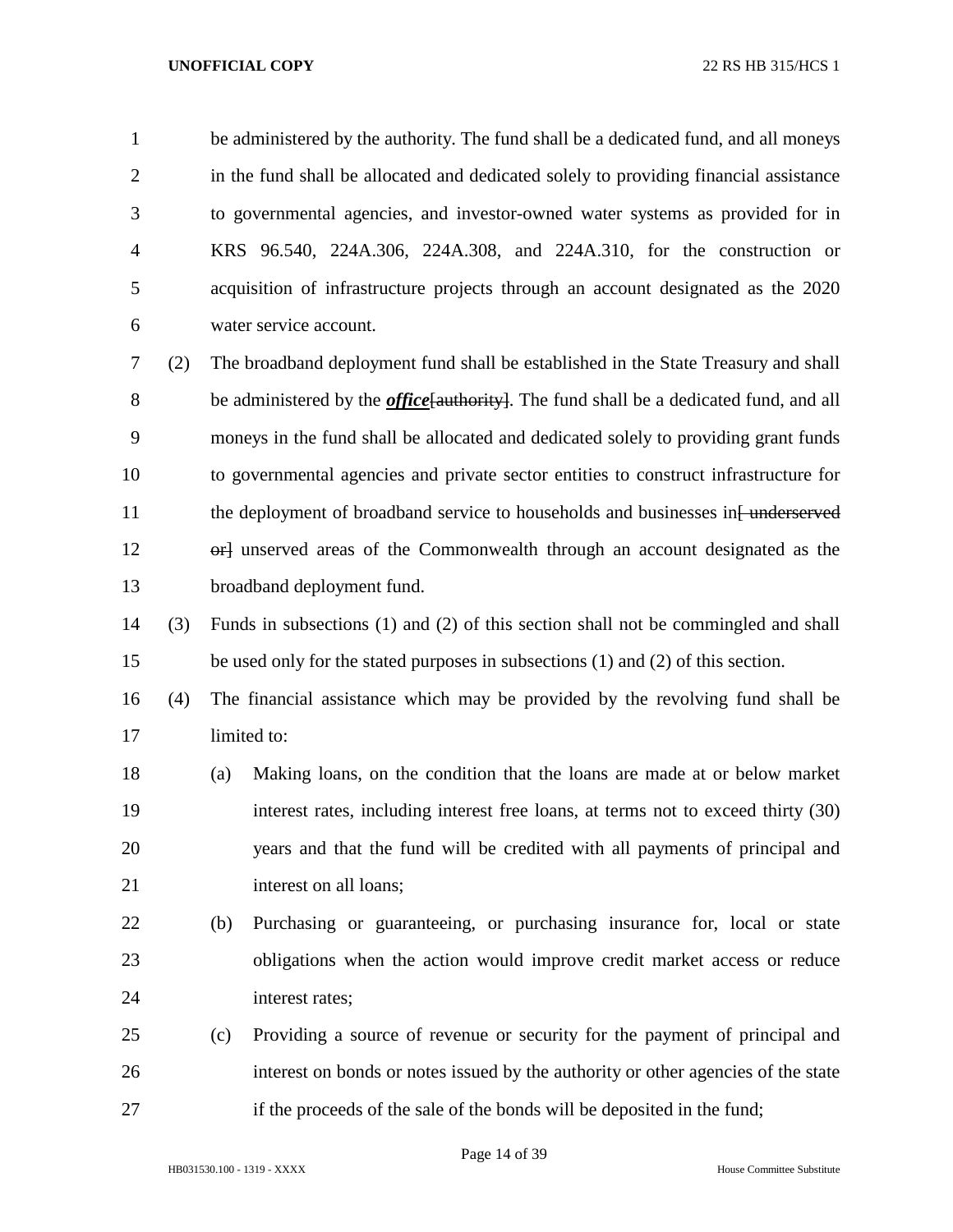be administered by the authority. The fund shall be a dedicated fund, and all moneys in the fund shall be allocated and dedicated solely to providing financial assistance to governmental agencies, and investor-owned water systems as provided for in KRS 96.540, 224A.306, 224A.308, and 224A.310, for the construction or acquisition of infrastructure projects through an account designated as the 2020 water service account.

(2) The broadband deployment fund shall be established in the State Treasury and shall be administered by the ***office***[~~authority~~]. The fund shall be a dedicated fund, and all moneys in the fund shall be allocated and dedicated solely to providing grant funds to governmental agencies and private sector entities to construct infrastructure for the deployment of broadband service to households and businesses in[~~ underserved or~~] unserved areas of the Commonwealth through an account designated as the broadband deployment fund.

(3) Funds in subsections (1) and (2) of this section shall not be commingled and shall be used only for the stated purposes in subsections (1) and (2) of this section.

(4) The financial assistance which may be provided by the revolving fund shall be limited to:

(a) Making loans, on the condition that the loans are made at or below market interest rates, including interest free loans, at terms not to exceed thirty (30) years and that the fund will be credited with all payments of principal and interest on all loans;

(b) Purchasing or guaranteeing, or purchasing insurance for, local or state obligations when the action would improve credit market access or reduce interest rates;

(c) Providing a source of revenue or security for the payment of principal and interest on bonds or notes issued by the authority or other agencies of the state if the proceeds of the sale of the bonds will be deposited in the fund;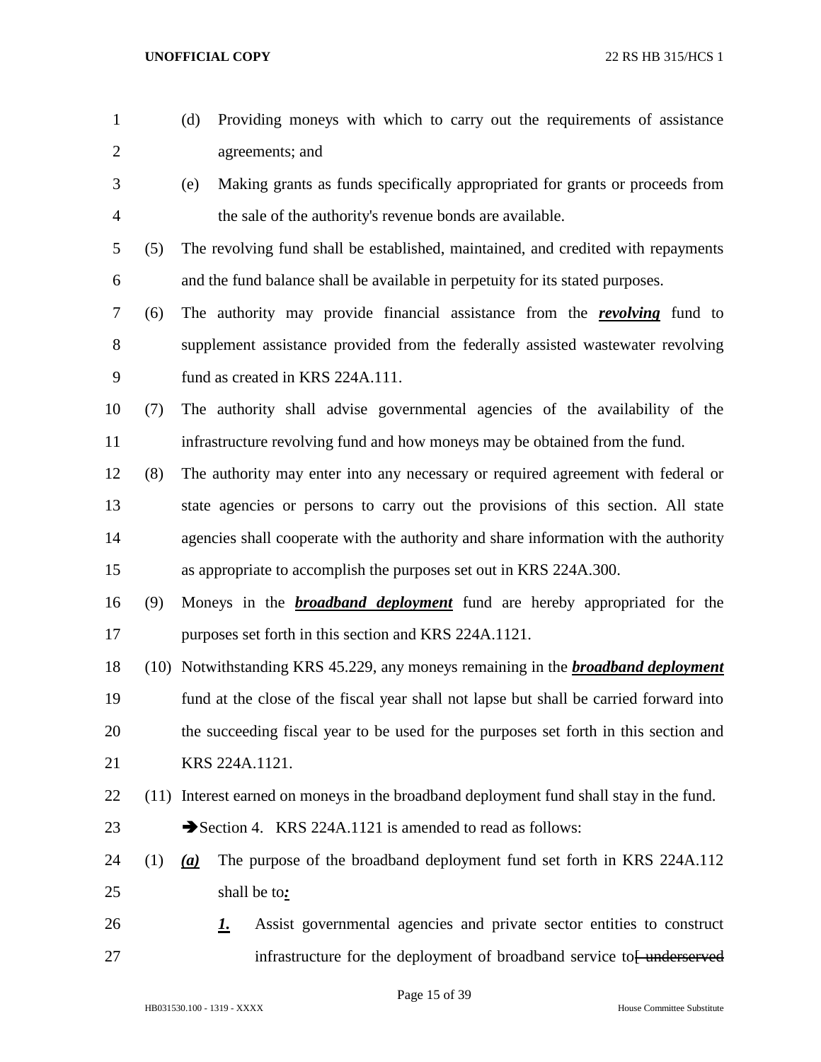(d) Providing moneys with which to carry out the requirements of assistance agreements; and

(e) Making grants as funds specifically appropriated for grants or proceeds from the sale of the authority's revenue bonds are available.

(5) The revolving fund shall be established, maintained, and credited with repayments and the fund balance shall be available in perpetuity for its stated purposes.

(6) The authority may provide financial assistance from the ***revolving*** fund to supplement assistance provided from the federally assisted wastewater revolving fund as created in KRS 224A.111.

(7) The authority shall advise governmental agencies of the availability of the infrastructure revolving fund and how moneys may be obtained from the fund.

(8) The authority may enter into any necessary or required agreement with federal or state agencies or persons to carry out the provisions of this section. All state agencies shall cooperate with the authority and share information with the authority as appropriate to accomplish the purposes set out in KRS 224A.300.

(9) Moneys in the ***broadband deployment*** fund are hereby appropriated for the purposes set forth in this section and KRS 224A.1121.

(10) Notwithstanding KRS 45.229, any moneys remaining in the ***broadband deployment*** fund at the close of the fiscal year shall not lapse but shall be carried forward into the succeeding fiscal year to be used for the purposes set forth in this section and KRS 224A.1121.

(11) Interest earned on moneys in the broadband deployment fund shall stay in the fund.

➔Section 4. KRS 224A.1121 is amended to read as follows:

(1) ***(a)*** The purpose of the broadband deployment fund set forth in KRS 224A.112 shall be to***:***

***1.*** Assist governmental agencies and private sector entities to construct infrastructure for the deployment of broadband service to~~[ underserved~~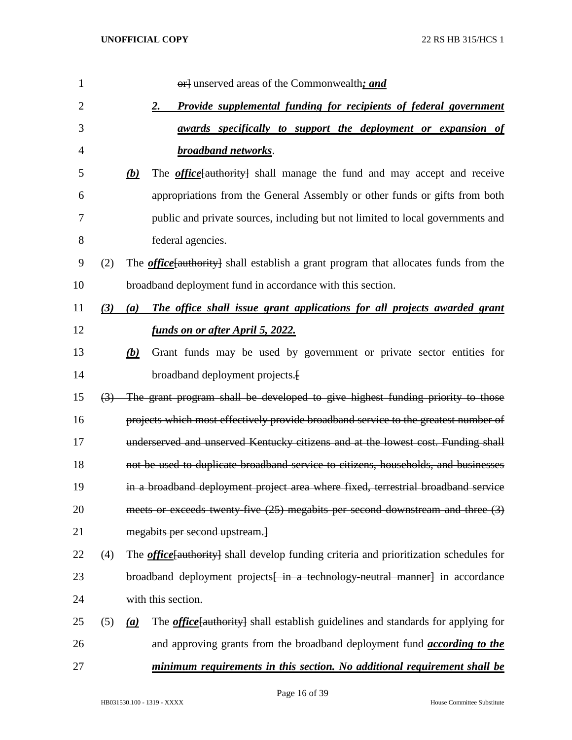~~or]~~ unserved areas of the Commonwealth***; and***

***2. Provide supplemental funding for recipients of federal government awards specifically to support the deployment or expansion of broadband networks***.

***(b)*** The ***office***[~~authority~~] shall manage the fund and may accept and receive appropriations from the General Assembly or other funds or gifts from both public and private sources, including but not limited to local governments and federal agencies.

(2) The ***office***[~~authority~~] shall establish a grant program that allocates funds from the broadband deployment fund in accordance with this section.

***(3) (a) The office shall issue grant applications for all projects awarded grant funds on or after April 5, 2022.***

***(b)*** Grant funds may be used by government or private sector entities for broadband deployment projects.[

~~(3) The grant program shall be developed to give highest funding priority to those projects which most effectively provide broadband service to the greatest number of underserved and unserved Kentucky citizens and at the lowest cost. Funding shall not be used to duplicate broadband service to citizens, households, and businesses in a broadband deployment project area where fixed, terrestrial broadband service meets or exceeds twenty-five (25) megabits per second downstream and three (3) megabits per second upstream.~~]

(4) The ***office***[~~authority~~] shall develop funding criteria and prioritization schedules for broadband deployment projects[~~ in a technology-neutral manner~~] in accordance with this section.

(5) ***(a)*** The ***office***[~~authority~~] shall establish guidelines and standards for applying for and approving grants from the broadband deployment fund ***according to the minimum requirements in this section. No additional requirement shall be***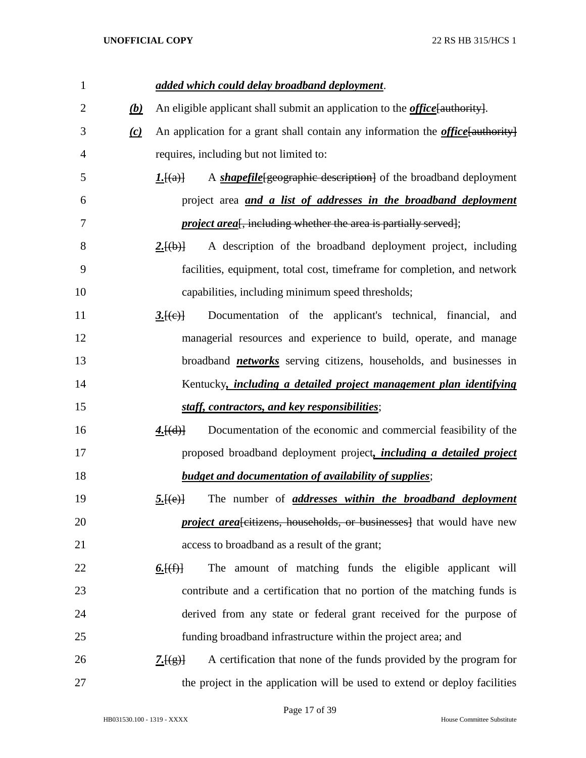***added which could delay broadband deployment***.

***(b)*** An eligible applicant shall submit an application to the ***office***[authority].

***(c)*** An application for a grant shall contain any information the ***office***[authority] requires, including but not limited to:

***1.***[(a)] A ***shapefile***[geographic description] of the broadband deployment project area ***and a list of addresses in the broadband deployment project area***[, including whether the area is partially served];

***2.***[(b)] A description of the broadband deployment project, including facilities, equipment, total cost, timeframe for completion, and network capabilities, including minimum speed thresholds;

***3.***[(c)] Documentation of the applicant's technical, financial, and managerial resources and experience to build, operate, and manage broadband ***networks*** serving citizens, households, and businesses in Kentucky***, including a detailed project management plan identifying staff, contractors, and key responsibilities***;

***4.***[(d)] Documentation of the economic and commercial feasibility of the proposed broadband deployment project***, including a detailed project budget and documentation of availability of supplies***;

***5.***[(e)] The number of ***addresses within the broadband deployment project area***[citizens, households, or businesses] that would have new access to broadband as a result of the grant;

***6.***[(f)] The amount of matching funds the eligible applicant will contribute and a certification that no portion of the matching funds is derived from any state or federal grant received for the purpose of funding broadband infrastructure within the project area; and

***7.***[(g)] A certification that none of the funds provided by the program for the project in the application will be used to extend or deploy facilities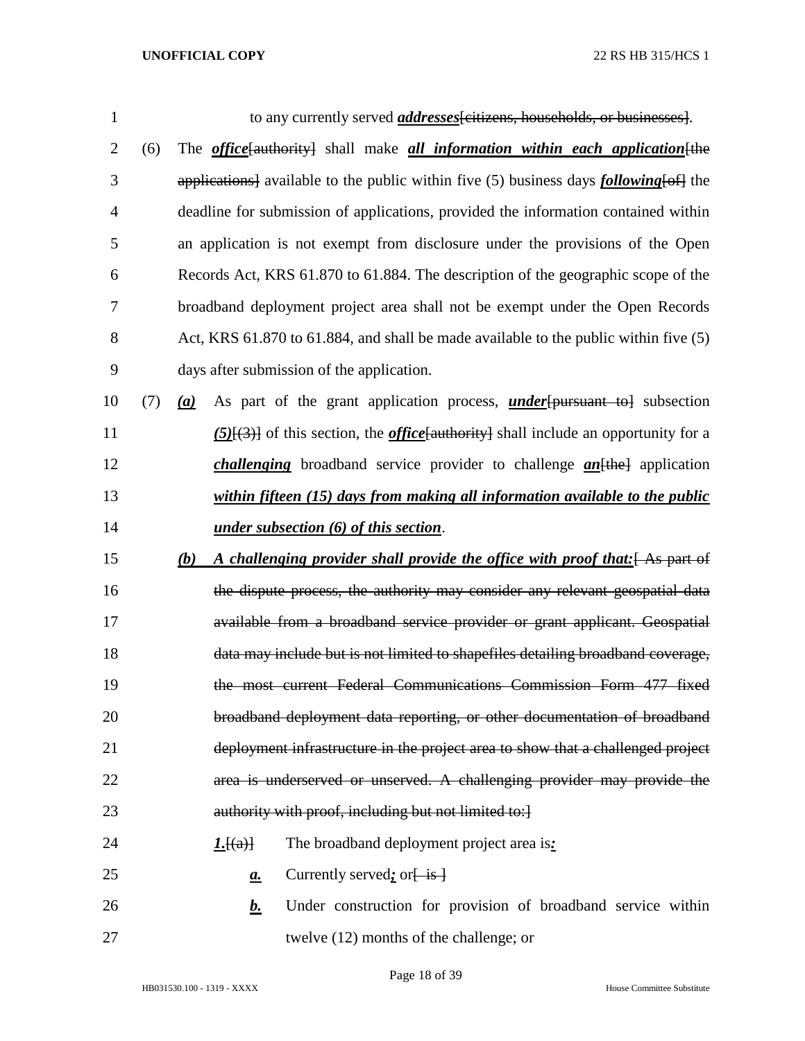to any currently served ***addresses***~~[citizens, households, or businesses]~~.

(6) The ***office***~~[authority]~~ shall make ***all information within each application***~~[the applications]~~ available to the public within five (5) business days ***following***~~[of]~~ the deadline for submission of applications, provided the information contained within an application is not exempt from disclosure under the provisions of the Open Records Act, KRS 61.870 to 61.884. The description of the geographic scope of the broadband deployment project area shall not be exempt under the Open Records Act, KRS 61.870 to 61.884, and shall be made available to the public within five (5) days after submission of the application.

(7) ***(a)*** As part of the grant application process, ***under***~~[pursuant to]~~ subsection ***(5)***~~[(3)]~~ of this section, the ***office***~~[authority]~~ shall include an opportunity for a ***challenging*** broadband service provider to challenge ***an***~~[the]~~ application ***within fifteen (15) days from making all information available to the public under subsection (6) of this section***.

***(b)*** ***A challenging provider shall provide the office with proof that:***~~[ As part of the dispute process, the authority may consider any relevant geospatial data available from a broadband service provider or grant applicant. Geospatial data may include but is not limited to shapefiles detailing broadband coverage, the most current Federal Communications Commission Form 477 fixed broadband deployment data reporting, or other documentation of broadband deployment infrastructure in the project area to show that a challenged project area is underserved or unserved. A challenging provider may provide the authority with proof, including but not limited to:]~~

***1.***~~[(a)]~~ The broadband deployment project area is***:***

***a.*** Currently served***;*** or~~[ is ]~~

***b.*** Under construction for provision of broadband service within twelve (12) months of the challenge; or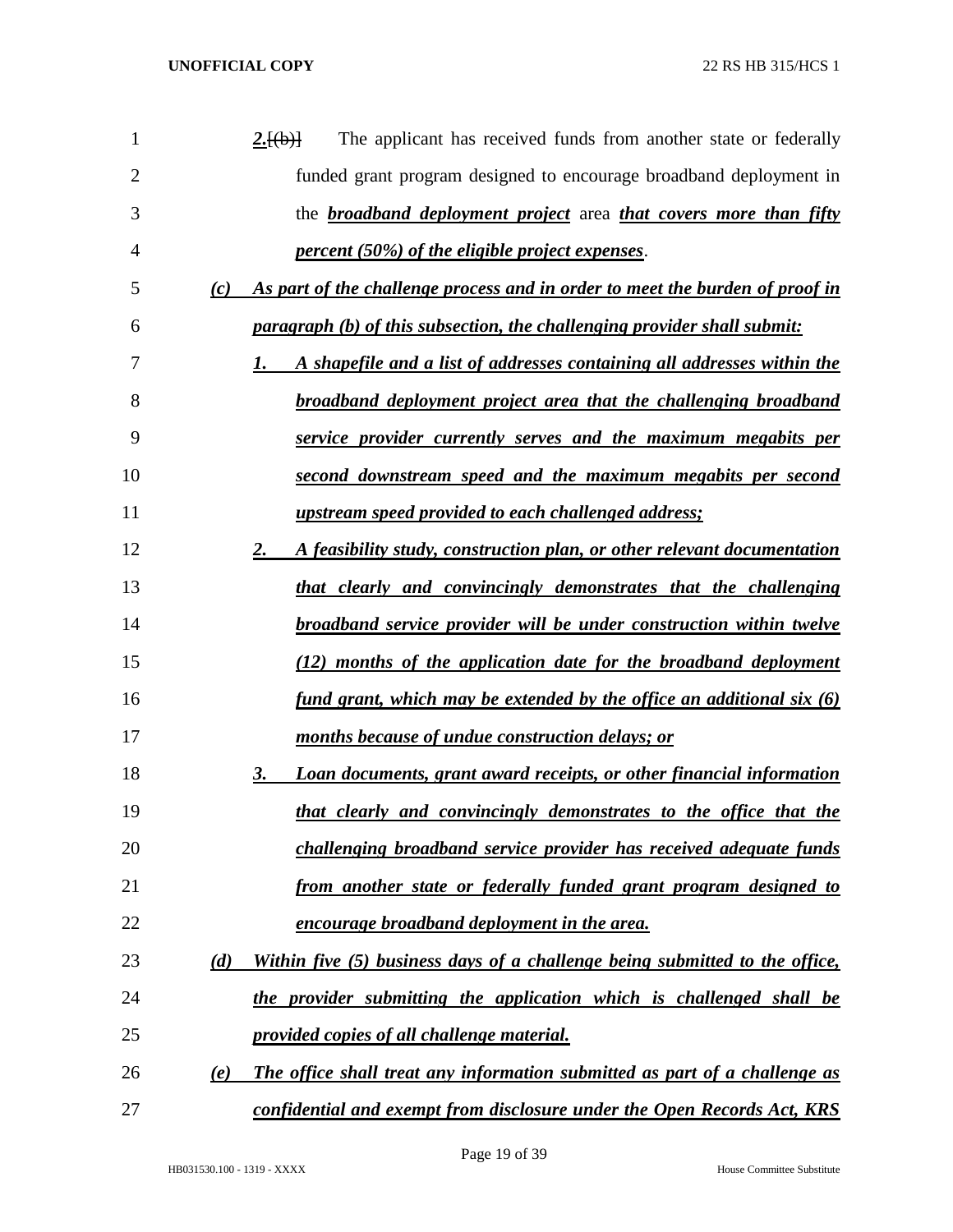***2.***[(b)] The applicant has received funds from another state or federally funded grant program designed to encourage broadband deployment in the ***broadband deployment project*** area ***that covers more than fifty percent (50%) of the eligible project expenses***.

***(c) As part of the challenge process and in order to meet the burden of proof in paragraph (b) of this subsection, the challenging provider shall submit:***

***1. A shapefile and a list of addresses containing all addresses within the broadband deployment project area that the challenging broadband service provider currently serves and the maximum megabits per second downstream speed and the maximum megabits per second upstream speed provided to each challenged address;***

***2. A feasibility study, construction plan, or other relevant documentation that clearly and convincingly demonstrates that the challenging broadband service provider will be under construction within twelve (12) months of the application date for the broadband deployment fund grant, which may be extended by the office an additional six (6) months because of undue construction delays; or***

***3. Loan documents, grant award receipts, or other financial information that clearly and convincingly demonstrates to the office that the challenging broadband service provider has received adequate funds from another state or federally funded grant program designed to encourage broadband deployment in the area.***

***(d) Within five (5) business days of a challenge being submitted to the office, the provider submitting the application which is challenged shall be provided copies of all challenge material.***

***(e) The office shall treat any information submitted as part of a challenge as confidential and exempt from disclosure under the Open Records Act, KRS***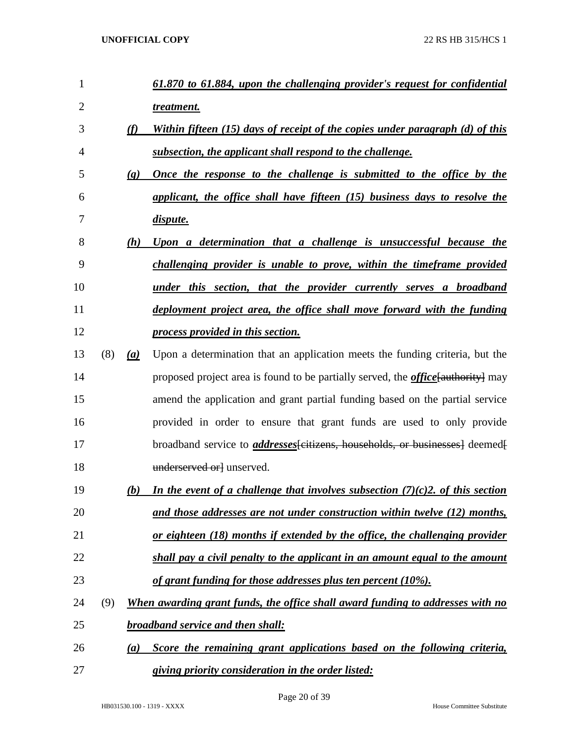*61.870 to 61.884, upon the challenging provider's request for confidential treatment.*

*(f) Within fifteen (15) days of receipt of the copies under paragraph (d) of this subsection, the applicant shall respond to the challenge.*

*(g) Once the response to the challenge is submitted to the office by the applicant, the office shall have fifteen (15) business days to resolve the dispute.*

*(h) Upon a determination that a challenge is unsuccessful because the challenging provider is unable to prove, within the timeframe provided under this section, that the provider currently serves a broadband deployment project area, the office shall move forward with the funding process provided in this section.*

(8) *(a)* Upon a determination that an application meets the funding criteria, but the proposed project area is found to be partially served, the ***office***[~~authority~~] may amend the application and grant partial funding based on the partial service provided in order to ensure that grant funds are used to only provide broadband service to ***addresses***[~~citizens, households, or businesses~~] deemed[~~underserved or~~] unserved.

*(b) In the event of a challenge that involves subsection (7)(c)2. of this section and those addresses are not under construction within twelve (12) months, or eighteen (18) months if extended by the office, the challenging provider shall pay a civil penalty to the applicant in an amount equal to the amount of grant funding for those addresses plus ten percent (10%).*

(9) *When awarding grant funds, the office shall award funding to addresses with no broadband service and then shall:*

*(a) Score the remaining grant applications based on the following criteria, giving priority consideration in the order listed:*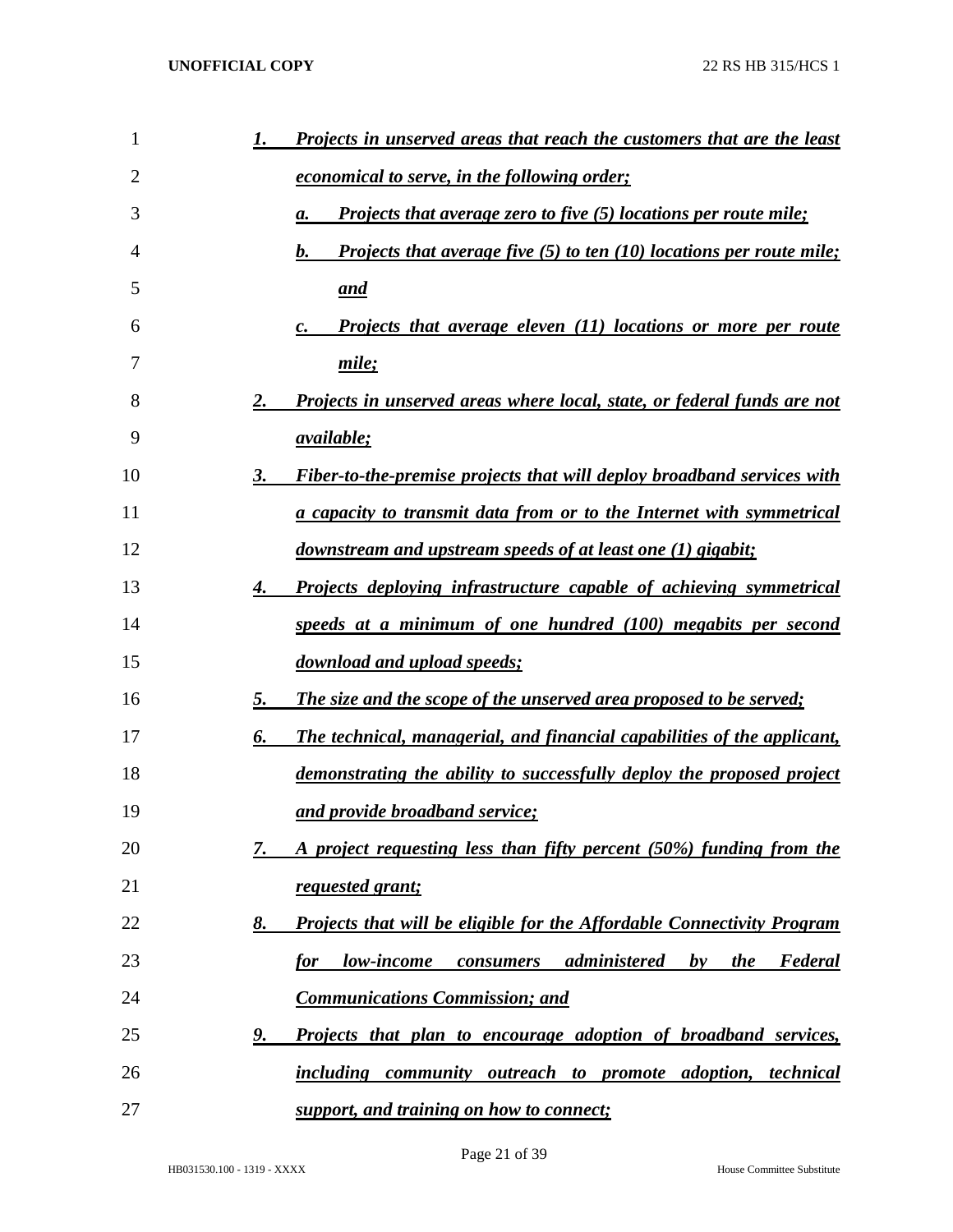1. ***Projects in unserved areas that reach the customers that are the least economical to serve, in the following order;***
   a. ***Projects that average zero to five (5) locations per route mile;***
   b. ***Projects that average five (5) to ten (10) locations per route mile; and***
   c. ***Projects that average eleven (11) locations or more per route mile;***
2. ***Projects in unserved areas where local, state, or federal funds are not available;***
3. ***Fiber-to-the-premise projects that will deploy broadband services with a capacity to transmit data from or to the Internet with symmetrical downstream and upstream speeds of at least one (1) gigabit;***
4. ***Projects deploying infrastructure capable of achieving symmetrical speeds at a minimum of one hundred (100) megabits per second download and upload speeds;***
5. ***The size and the scope of the unserved area proposed to be served;***
6. ***The technical, managerial, and financial capabilities of the applicant, demonstrating the ability to successfully deploy the proposed project and provide broadband service;***
7. ***A project requesting less than fifty percent (50%) funding from the requested grant;***
8. ***Projects that will be eligible for the Affordable Connectivity Program for low-income consumers administered by the Federal Communications Commission; and***
9. ***Projects that plan to encourage adoption of broadband services, including community outreach to promote adoption, technical support, and training on how to connect;***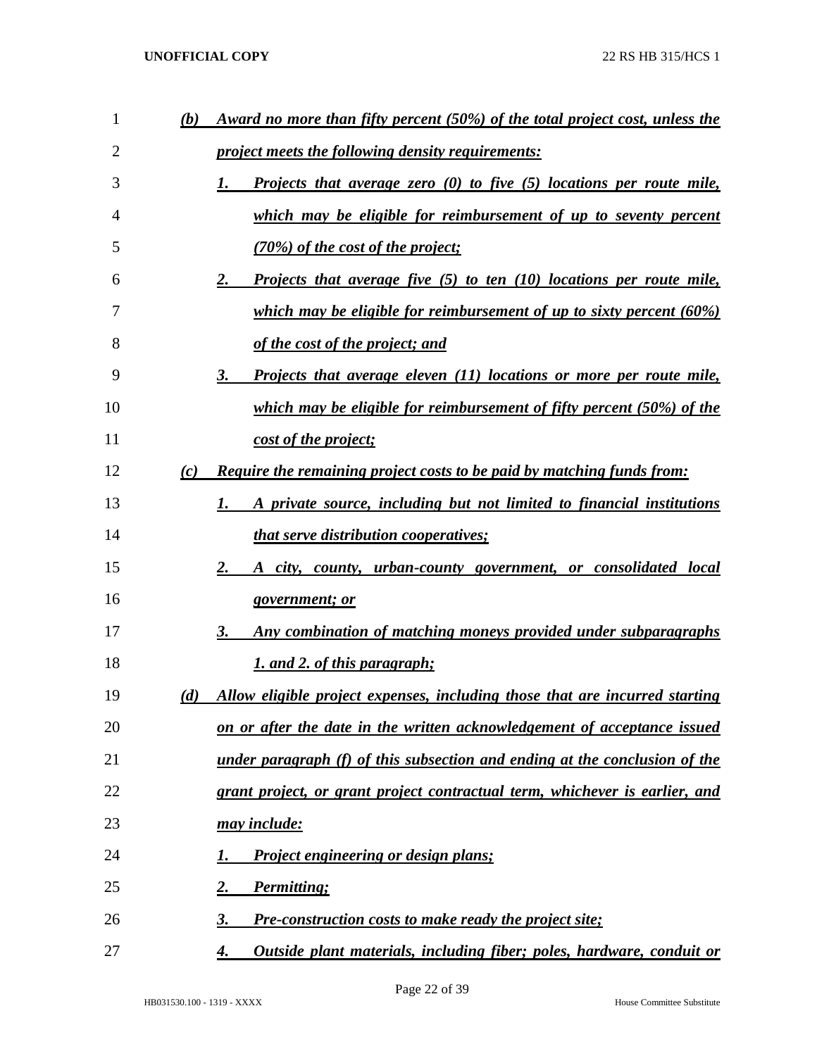*(b) Award no more than fifty percent (50%) of the total project cost, unless the project meets the following density requirements:*

*1. Projects that average zero (0) to five (5) locations per route mile, which may be eligible for reimbursement of up to seventy percent (70%) of the cost of the project;*

*2. Projects that average five (5) to ten (10) locations per route mile, which may be eligible for reimbursement of up to sixty percent (60%) of the cost of the project; and*

*3. Projects that average eleven (11) locations or more per route mile, which may be eligible for reimbursement of fifty percent (50%) of the cost of the project;*

*(c) Require the remaining project costs to be paid by matching funds from:*

*1. A private source, including but not limited to financial institutions that serve distribution cooperatives;*

*2. A city, county, urban-county government, or consolidated local government; or*

*3. Any combination of matching moneys provided under subparagraphs 1. and 2. of this paragraph;*

*(d) Allow eligible project expenses, including those that are incurred starting on or after the date in the written acknowledgement of acceptance issued under paragraph (f) of this subsection and ending at the conclusion of the grant project, or grant project contractual term, whichever is earlier, and may include:*

*1. Project engineering or design plans;*

*2. Permitting;*

*3. Pre-construction costs to make ready the project site;*

*4. Outside plant materials, including fiber; poles, hardware, conduit or*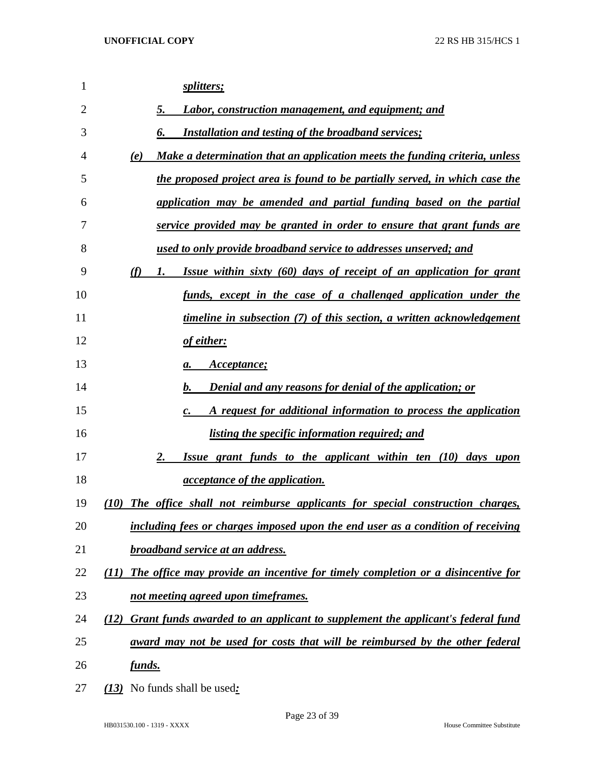*splitters;*

*5. Labor, construction management, and equipment; and*

*6. Installation and testing of the broadband services;*

*(e) Make a determination that an application meets the funding criteria, unless the proposed project area is found to be partially served, in which case the application may be amended and partial funding based on the partial service provided may be granted in order to ensure that grant funds are used to only provide broadband service to addresses unserved; and*

*(f) 1. Issue within sixty (60) days of receipt of an application for grant funds, except in the case of a challenged application under the timeline in subsection (7) of this section, a written acknowledgement of either:*

*a. Acceptance;*

*b. Denial and any reasons for denial of the application; or*

*c. A request for additional information to process the application listing the specific information required; and*

*2. Issue grant funds to the applicant within ten (10) days upon acceptance of the application.*

*(10) The office shall not reimburse applicants for special construction charges, including fees or charges imposed upon the end user as a condition of receiving broadband service at an address.*

*(11) The office may provide an incentive for timely completion or a disincentive for not meeting agreed upon timeframes.*

*(12) Grant funds awarded to an applicant to supplement the applicant's federal fund award may not be used for costs that will be reimbursed by the other federal funds.*

*(13)* No funds shall be used*:*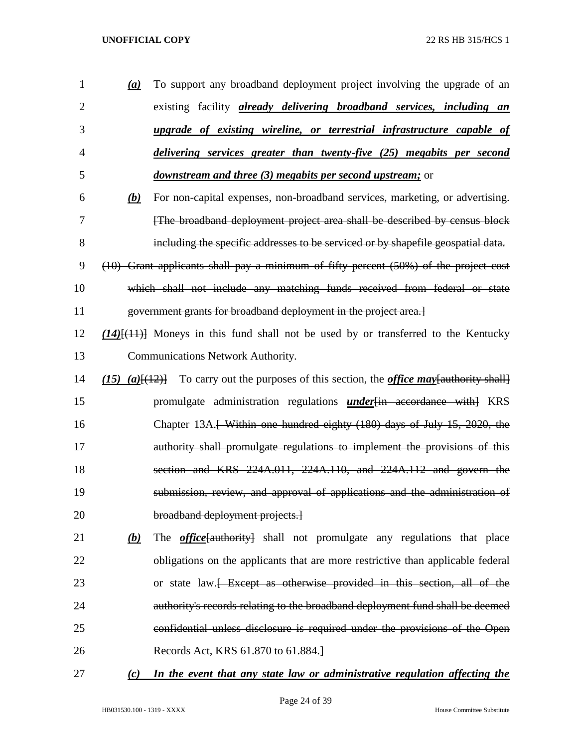(a) To support any broadband deployment project involving the upgrade of an existing facility ***already delivering broadband services, including an upgrade of existing wireline, or terrestrial infrastructure capable of delivering services greater than twenty-five (25) megabits per second downstream and three (3) megabits per second upstream;*** or

(b) For non-capital expenses, non-broadband services, marketing, or advertising. ~~[The broadband deployment project area shall be described by census block including the specific addresses to be serviced or by shapefile geospatial data.~~

~~(10) Grant applicants shall pay a minimum of fifty percent (50%) of the project cost which shall not include any matching funds received from federal or state government grants for broadband deployment in the project area.]~~

***(14)***~~[(11)]~~ Moneys in this fund shall not be used by or transferred to the Kentucky Communications Network Authority.

***(15) (a)***~~[(12)]~~ To carry out the purposes of this section, the ***office may***~~[authority shall]~~ promulgate administration regulations ***under***~~[in accordance with]~~ KRS Chapter 13A.~~[ Within one hundred eighty (180) days of July 15, 2020, the authority shall promulgate regulations to implement the provisions of this section and KRS 224A.011, 224A.110, and 224A.112 and govern the submission, review, and approval of applications and the administration of broadband deployment projects.]~~

***(b)*** The ***office***~~[authority]~~ shall not promulgate any regulations that place obligations on the applicants that are more restrictive than applicable federal or state law.~~[ Except as otherwise provided in this section, all of the authority's records relating to the broadband deployment fund shall be deemed confidential unless disclosure is required under the provisions of the Open Records Act, KRS 61.870 to 61.884.]~~

***(c) In the event that any state law or administrative regulation affecting the***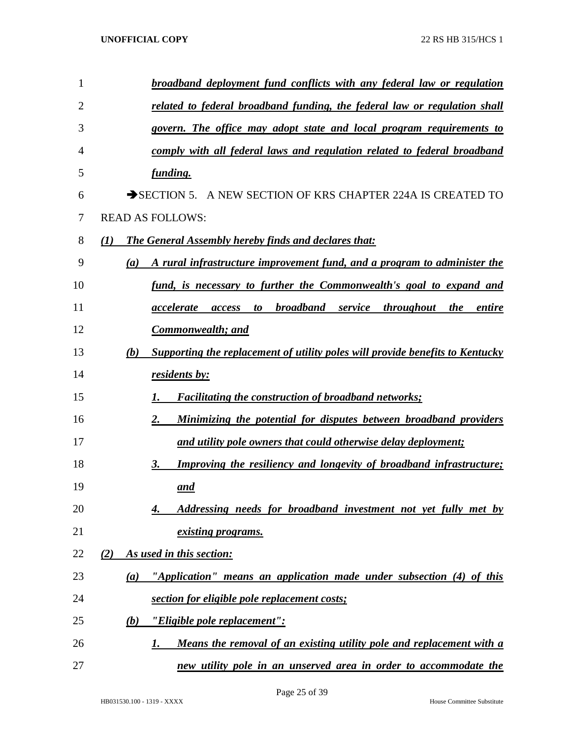***broadband deployment fund conflicts with any federal law or regulation related to federal broadband funding, the federal law or regulation shall govern. The office may adopt state and local program requirements to comply with all federal laws and regulation related to federal broadband funding.***

➔SECTION 5. A NEW SECTION OF KRS CHAPTER 224A IS CREATED TO READ AS FOLLOWS:

***(1) The General Assembly hereby finds and declares that:***

***(a) A rural infrastructure improvement fund, and a program to administer the fund, is necessary to further the Commonwealth's goal to expand and accelerate access to broadband service throughout the entire Commonwealth; and***

***(b) Supporting the replacement of utility poles will provide benefits to Kentucky residents by:***

***1. Facilitating the construction of broadband networks;***

***2. Minimizing the potential for disputes between broadband providers and utility pole owners that could otherwise delay deployment;***

***3. Improving the resiliency and longevity of broadband infrastructure; and***

***4. Addressing needs for broadband investment not yet fully met by existing programs.***

***(2) As used in this section:***

***(a) "Application" means an application made under subsection (4) of this section for eligible pole replacement costs;***

***(b) "Eligible pole replacement":***

***1. Means the removal of an existing utility pole and replacement with a new utility pole in an unserved area in order to accommodate the***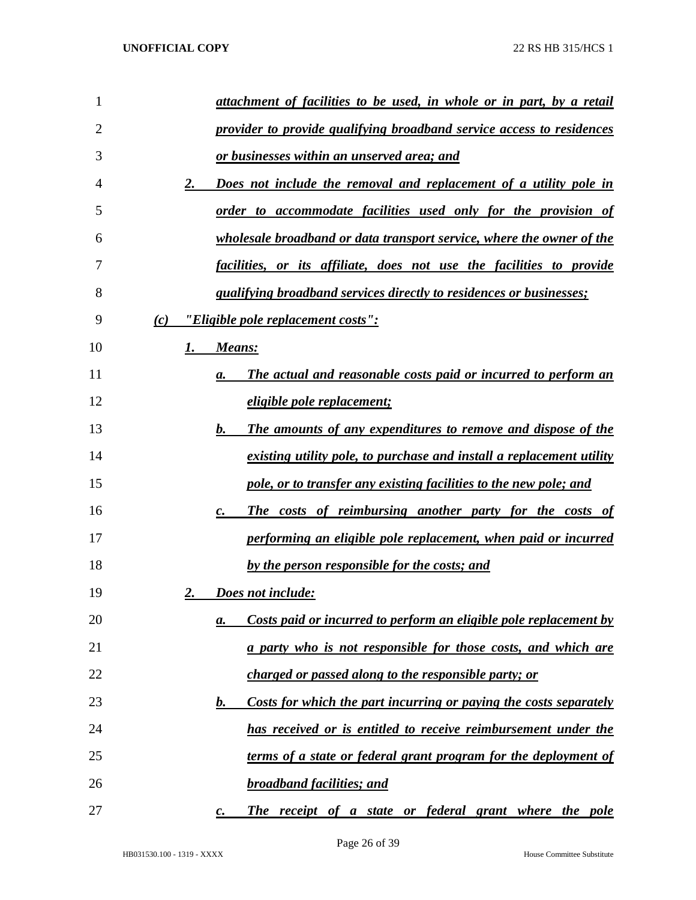*attachment of facilities to be used, in whole or in part, by a retail provider to provide qualifying broadband service access to residences or businesses within an unserved area; and*

*2. Does not include the removal and replacement of a utility pole in order to accommodate facilities used only for the provision of wholesale broadband or data transport service, where the owner of the facilities, or its affiliate, does not use the facilities to provide qualifying broadband services directly to residences or businesses;*

*(c) "Eligible pole replacement costs":*

*1. Means:*

*a. The actual and reasonable costs paid or incurred to perform an eligible pole replacement;*

*b. The amounts of any expenditures to remove and dispose of the existing utility pole, to purchase and install a replacement utility pole, or to transfer any existing facilities to the new pole; and*

*c. The costs of reimbursing another party for the costs of performing an eligible pole replacement, when paid or incurred by the person responsible for the costs; and*

*2. Does not include:*

*a. Costs paid or incurred to perform an eligible pole replacement by a party who is not responsible for those costs, and which are charged or passed along to the responsible party; or*

*b. Costs for which the part incurring or paying the costs separately has received or is entitled to receive reimbursement under the terms of a state or federal grant program for the deployment of broadband facilities; and*

*c. The receipt of a state or federal grant where the pole*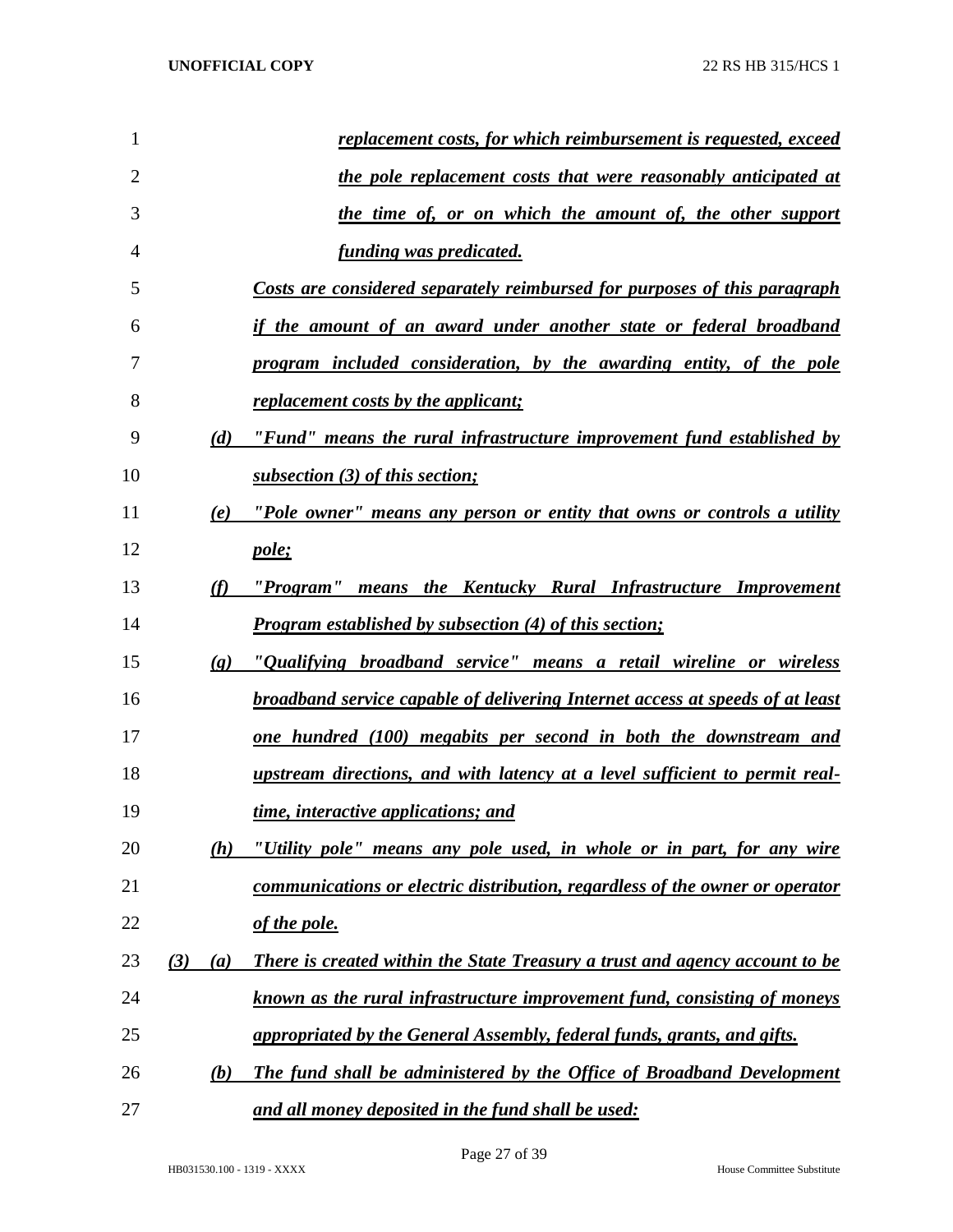*replacement costs, for which reimbursement is requested, exceed the pole replacement costs that were reasonably anticipated at the time of, or on which the amount of, the other support funding was predicated.*

*Costs are considered separately reimbursed for purposes of this paragraph if the amount of an award under another state or federal broadband program included consideration, by the awarding entity, of the pole replacement costs by the applicant;*

*(d) "Fund" means the rural infrastructure improvement fund established by subsection (3) of this section;*

*(e) "Pole owner" means any person or entity that owns or controls a utility pole;*

*(f) "Program" means the Kentucky Rural Infrastructure Improvement Program established by subsection (4) of this section;*

*(g) "Qualifying broadband service" means a retail wireline or wireless broadband service capable of delivering Internet access at speeds of at least one hundred (100) megabits per second in both the downstream and upstream directions, and with latency at a level sufficient to permit real-time, interactive applications; and*

*(h) "Utility pole" means any pole used, in whole or in part, for any wire communications or electric distribution, regardless of the owner or operator of the pole.*

*(3) (a) There is created within the State Treasury a trust and agency account to be known as the rural infrastructure improvement fund, consisting of moneys appropriated by the General Assembly, federal funds, grants, and gifts.*

*(b) The fund shall be administered by the Office of Broadband Development and all money deposited in the fund shall be used:*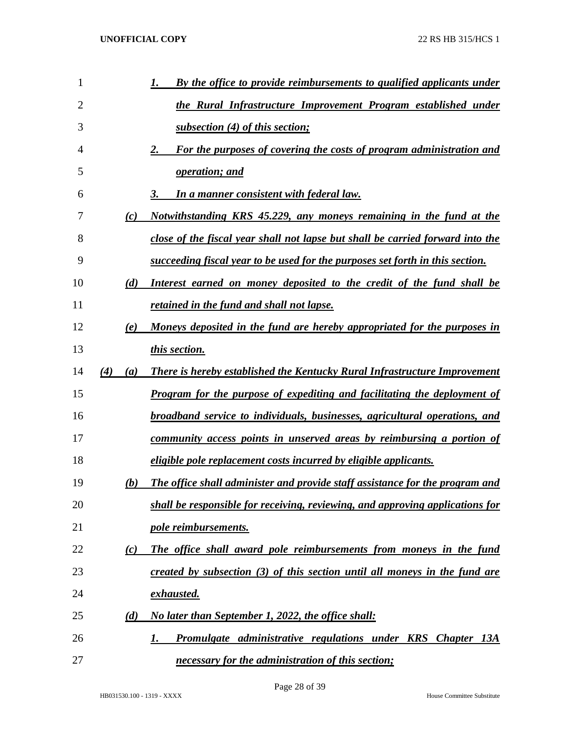1. *By the office to provide reimbursements to qualified applicants under the Rural Infrastructure Improvement Program established under subsection (4) of this section;*
2. *For the purposes of covering the costs of program administration and operation; and*
3. *In a manner consistent with federal law.*

*(c) Notwithstanding KRS 45.229, any moneys remaining in the fund at the close of the fiscal year shall not lapse but shall be carried forward into the succeeding fiscal year to be used for the purposes set forth in this section.*

*(d) Interest earned on money deposited to the credit of the fund shall be retained in the fund and shall not lapse.*

*(e) Moneys deposited in the fund are hereby appropriated for the purposes in this section.*

*(4) (a) There is hereby established the Kentucky Rural Infrastructure Improvement Program for the purpose of expediting and facilitating the deployment of broadband service to individuals, businesses, agricultural operations, and community access points in unserved areas by reimbursing a portion of eligible pole replacement costs incurred by eligible applicants.*

*(b) The office shall administer and provide staff assistance for the program and shall be responsible for receiving, reviewing, and approving applications for pole reimbursements.*

*(c) The office shall award pole reimbursements from moneys in the fund created by subsection (3) of this section until all moneys in the fund are exhausted.*

*(d) No later than September 1, 2022, the office shall:*

1. *Promulgate administrative regulations under KRS Chapter 13A necessary for the administration of this section;*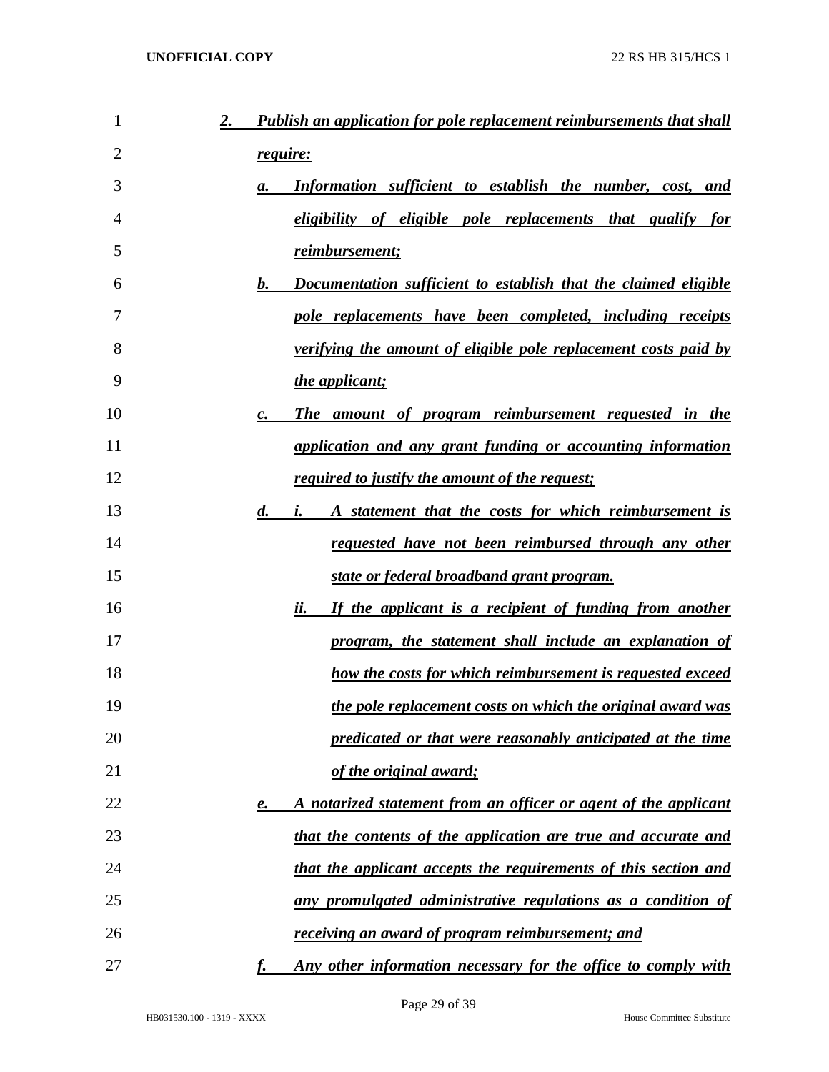***2. Publish an application for pole replacement reimbursements that shall require:***

***a. Information sufficient to establish the number, cost, and eligibility of eligible pole replacements that qualify for reimbursement;***

***b. Documentation sufficient to establish that the claimed eligible pole replacements have been completed, including receipts verifying the amount of eligible pole replacement costs paid by the applicant;***

***c. The amount of program reimbursement requested in the application and any grant funding or accounting information required to justify the amount of the request;***

***d. i. A statement that the costs for which reimbursement is requested have not been reimbursed through any other state or federal broadband grant program.***

***ii. If the applicant is a recipient of funding from another program, the statement shall include an explanation of how the costs for which reimbursement is requested exceed the pole replacement costs on which the original award was predicated or that were reasonably anticipated at the time of the original award;***

***e. A notarized statement from an officer or agent of the applicant that the contents of the application are true and accurate and that the applicant accepts the requirements of this section and any promulgated administrative regulations as a condition of receiving an award of program reimbursement; and***

***f. Any other information necessary for the office to comply with***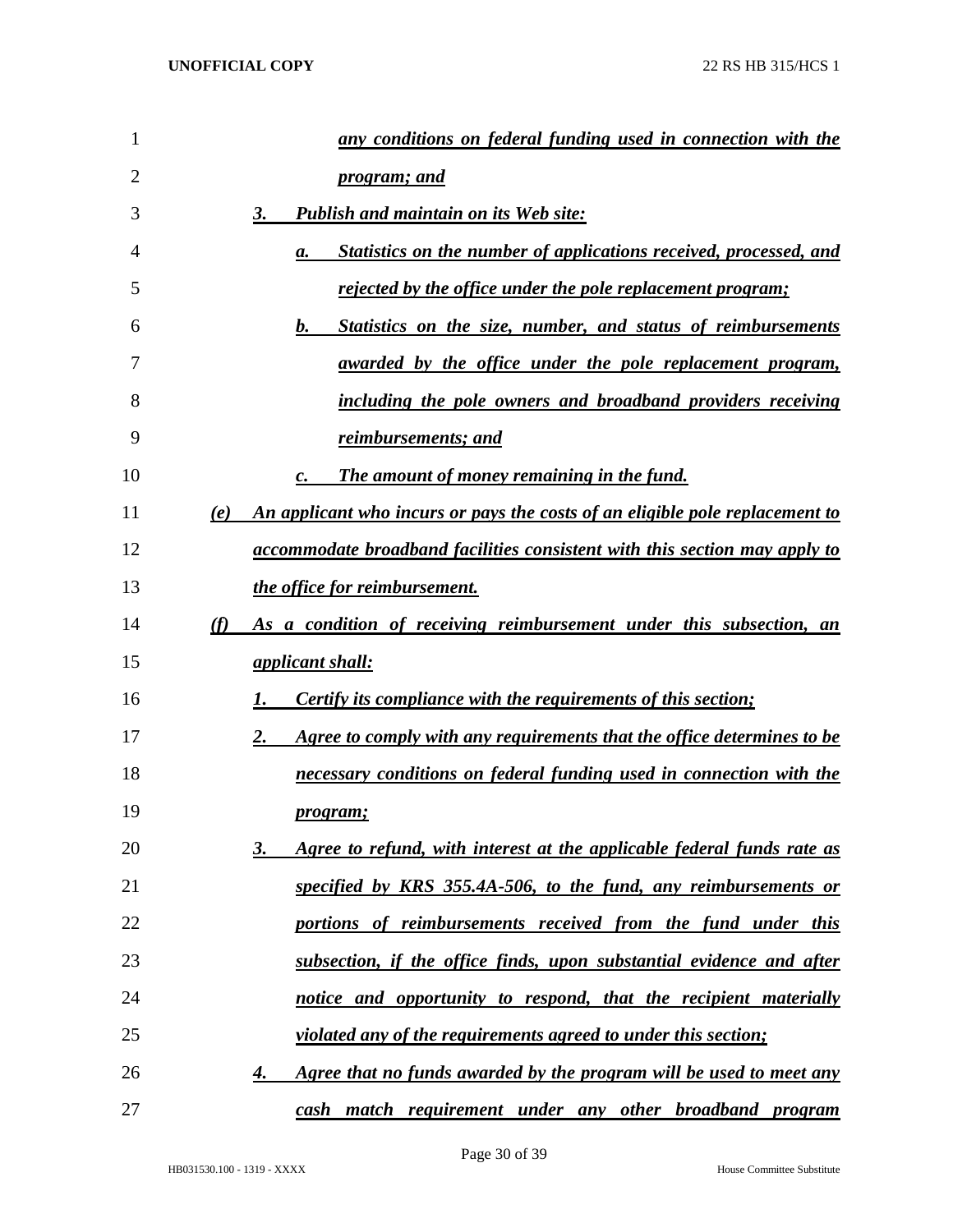*any conditions on federal funding used in connection with the program; and*

3. *Publish and maintain on its Web site:*

   a. *Statistics on the number of applications received, processed, and rejected by the office under the pole replacement program;*

   b. *Statistics on the size, number, and status of reimbursements awarded by the office under the pole replacement program, including the pole owners and broadband providers receiving reimbursements; and*

   c. *The amount of money remaining in the fund.*

*(e) An applicant who incurs or pays the costs of an eligible pole replacement to accommodate broadband facilities consistent with this section may apply to the office for reimbursement.*

*(f) As a condition of receiving reimbursement under this subsection, an applicant shall:*

1. *Certify its compliance with the requirements of this section;*

2. *Agree to comply with any requirements that the office determines to be necessary conditions on federal funding used in connection with the program;*

3. *Agree to refund, with interest at the applicable federal funds rate as specified by KRS 355.4A-506, to the fund, any reimbursements or portions of reimbursements received from the fund under this subsection, if the office finds, upon substantial evidence and after notice and opportunity to respond, that the recipient materially violated any of the requirements agreed to under this section;*

4. *Agree that no funds awarded by the program will be used to meet any cash match requirement under any other broadband program*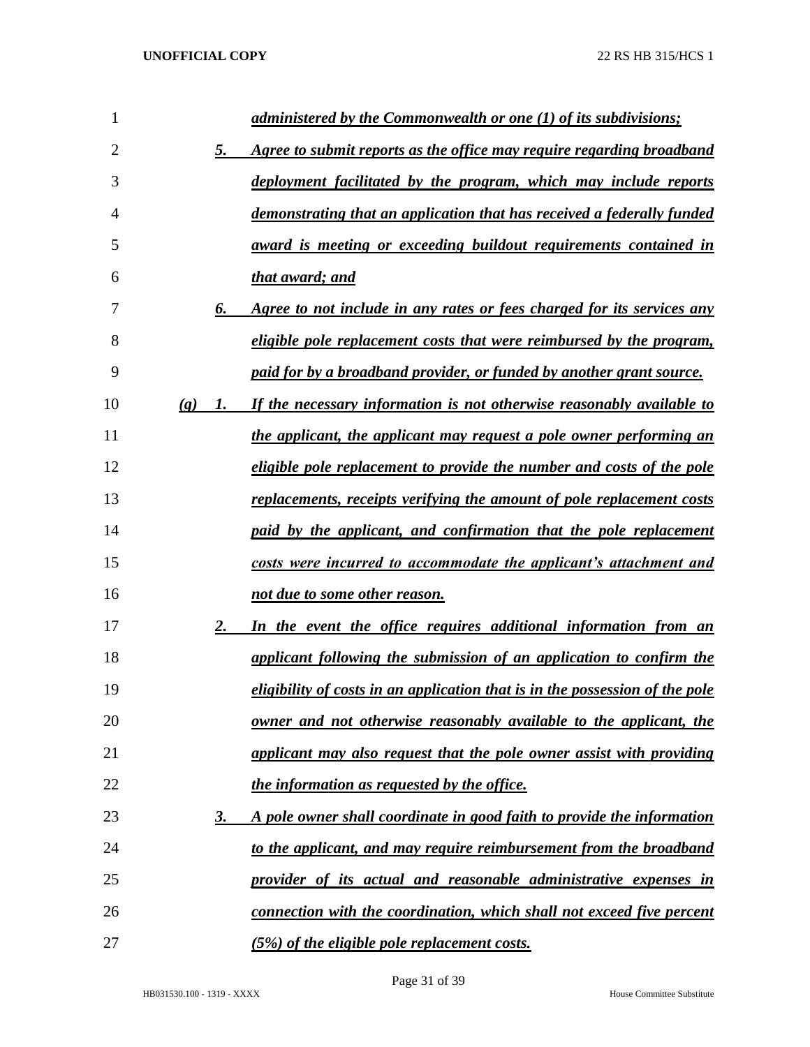***administered by the Commonwealth or one (1) of its subdivisions;***

5. ***Agree to submit reports as the office may require regarding broadband deployment facilitated by the program, which may include reports demonstrating that an application that has received a federally funded award is meeting or exceeding buildout requirements contained in that award; and***

6. ***Agree to not include in any rates or fees charged for its services any eligible pole replacement costs that were reimbursed by the program, paid for by a broadband provider, or funded by another grant source.***

***(g)*** 1. ***If the necessary information is not otherwise reasonably available to the applicant, the applicant may request a pole owner performing an eligible pole replacement to provide the number and costs of the pole replacements, receipts verifying the amount of pole replacement costs paid by the applicant, and confirmation that the pole replacement costs were incurred to accommodate the applicant's attachment and not due to some other reason.***

2. ***In the event the office requires additional information from an applicant following the submission of an application to confirm the eligibility of costs in an application that is in the possession of the pole owner and not otherwise reasonably available to the applicant, the applicant may also request that the pole owner assist with providing the information as requested by the office.***

3. ***A pole owner shall coordinate in good faith to provide the information to the applicant, and may require reimbursement from the broadband provider of its actual and reasonable administrative expenses in connection with the coordination, which shall not exceed five percent (5%) of the eligible pole replacement costs.***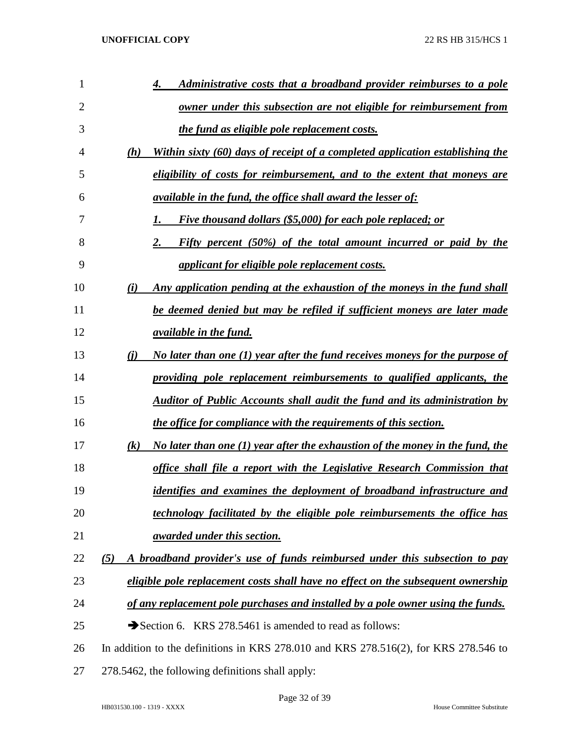4. ***Administrative costs that a broadband provider reimburses to a pole owner under this subsection are not eligible for reimbursement from the fund as eligible pole replacement costs.***

***(h) Within sixty (60) days of receipt of a completed application establishing the eligibility of costs for reimbursement, and to the extent that moneys are available in the fund, the office shall award the lesser of:***

1. ***Five thousand dollars ($5,000) for each pole replaced; or***
2. ***Fifty percent (50%) of the total amount incurred or paid by the applicant for eligible pole replacement costs.***

***(i) Any application pending at the exhaustion of the moneys in the fund shall be deemed denied but may be refiled if sufficient moneys are later made available in the fund.***

***(j) No later than one (1) year after the fund receives moneys for the purpose of providing pole replacement reimbursements to qualified applicants, the Auditor of Public Accounts shall audit the fund and its administration by the office for compliance with the requirements of this section.***

***(k) No later than one (1) year after the exhaustion of the money in the fund, the office shall file a report with the Legislative Research Commission that identifies and examines the deployment of broadband infrastructure and technology facilitated by the eligible pole reimbursements the office has awarded under this section.***

***(5) A broadband provider's use of funds reimbursed under this subsection to pay eligible pole replacement costs shall have no effect on the subsequent ownership of any replacement pole purchases and installed by a pole owner using the funds.***

➔Section 6. KRS 278.5461 is amended to read as follows:

In addition to the definitions in KRS 278.010 and KRS 278.516(2), for KRS 278.546 to 278.5462, the following definitions shall apply: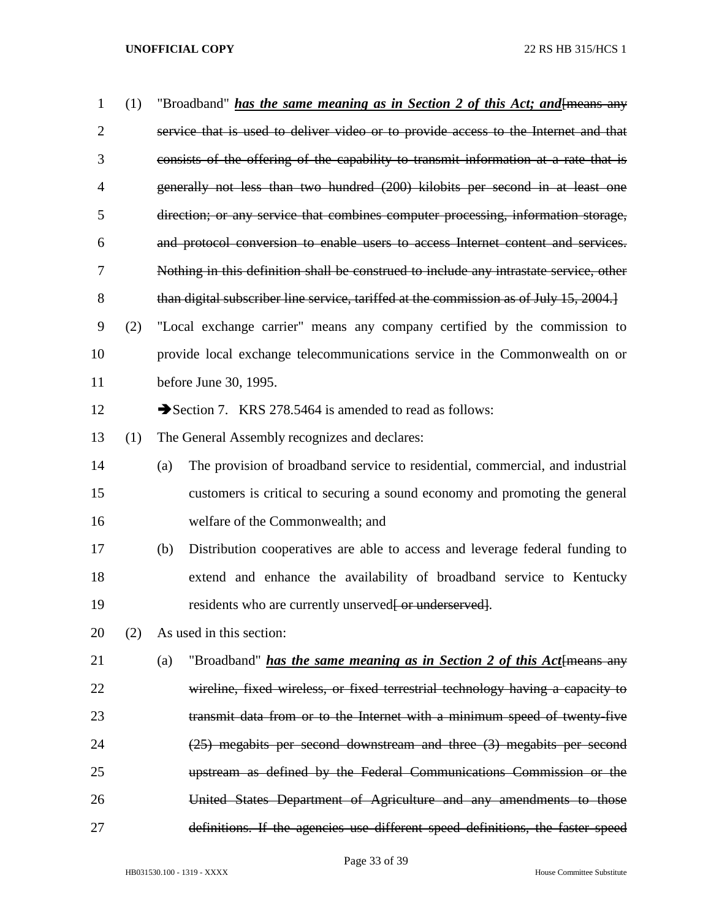(1) "Broadband" ***has the same meaning as in Section 2 of this Act; and***~~[means any service that is used to deliver video or to provide access to the Internet and that consists of the offering of the capability to transmit information at a rate that is generally not less than two hundred (200) kilobits per second in at least one direction; or any service that combines computer processing, information storage, and protocol conversion to enable users to access Internet content and services. Nothing in this definition shall be construed to include any intrastate service, other than digital subscriber line service, tariffed at the commission as of July 15, 2004.]~~

(2) "Local exchange carrier" means any company certified by the commission to provide local exchange telecommunications service in the Commonwealth on or before June 30, 1995.

➔Section 7. KRS 278.5464 is amended to read as follows:

(1) The General Assembly recognizes and declares:

(a) The provision of broadband service to residential, commercial, and industrial customers is critical to securing a sound economy and promoting the general welfare of the Commonwealth; and

(b) Distribution cooperatives are able to access and leverage federal funding to extend and enhance the availability of broadband service to Kentucky residents who are currently unserved~~[ or underserved]~~.

(2) As used in this section:

(a) "Broadband" ***has the same meaning as in Section 2 of this Act***~~[means any wireline, fixed wireless, or fixed terrestrial technology having a capacity to transmit data from or to the Internet with a minimum speed of twenty-five (25) megabits per second downstream and three (3) megabits per second upstream as defined by the Federal Communications Commission or the United States Department of Agriculture and any amendments to those definitions. If the agencies use different speed definitions, the faster speed~~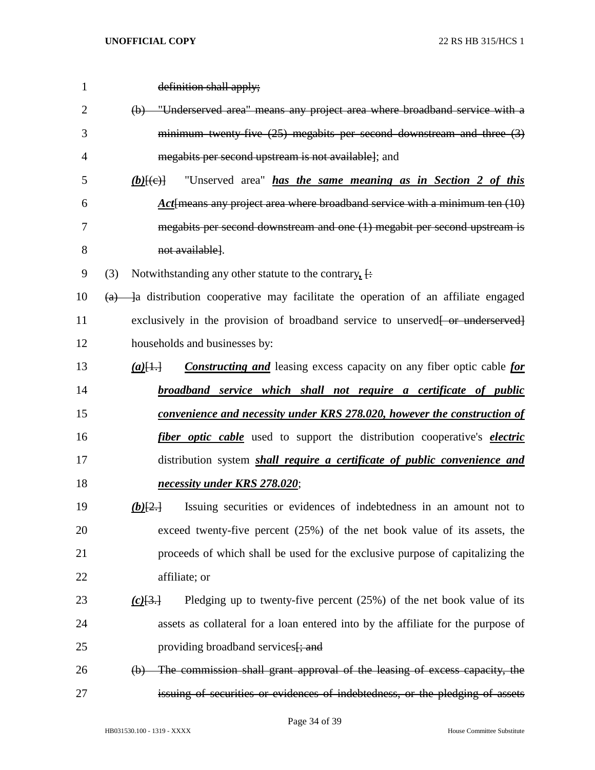~~definition shall apply;~~

~~(b) "Underserved area" means any project area where broadband service with a minimum twenty-five (25) megabits per second downstream and three (3) megabits per second upstream is not available~~]; and

***(b)***[~~(c)~~] "Unserved area" ***has the same meaning as in Section 2 of this Act***[~~means any project area where broadband service with a minimum ten (10) megabits per second downstream and one (1) megabit per second upstream is not available~~].

(3) Notwithstanding any other statute to the contrary***,*** [~~:~~

~~(a)~~ ]a distribution cooperative may facilitate the operation of an affiliate engaged exclusively in the provision of broadband service to unserved[~~ or underserved~~] households and businesses by:

***(a)***[~~1.~~] ***Constructing and*** leasing excess capacity on any fiber optic cable ***for broadband service which shall not require a certificate of public convenience and necessity under KRS 278.020, however the construction of fiber optic cable*** used to support the distribution cooperative's ***electric*** distribution system ***shall require a certificate of public convenience and necessity under KRS 278.020***;

***(b)***[~~2.~~] Issuing securities or evidences of indebtedness in an amount not to exceed twenty-five percent (25%) of the net book value of its assets, the proceeds of which shall be used for the exclusive purpose of capitalizing the affiliate; or

***(c)***[~~3.~~] Pledging up to twenty-five percent (25%) of the net book value of its assets as collateral for a loan entered into by the affiliate for the purpose of providing broadband services[~~; and~~

~~(b) The commission shall grant approval of the leasing of excess capacity, the issuing of securities or evidences of indebtedness, or the pledging of assets~~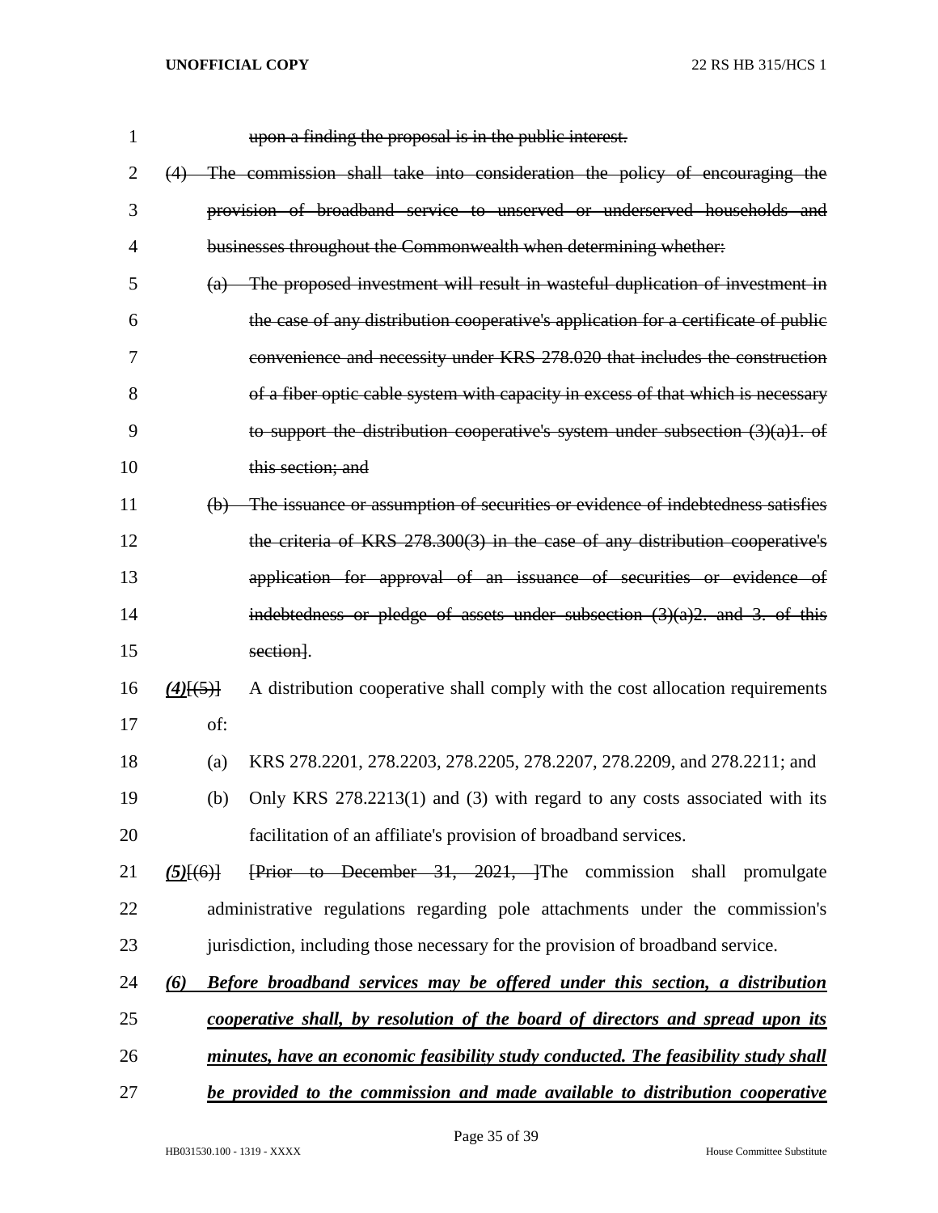upon a finding the proposal is in the public interest.

(4) The commission shall take into consideration the policy of encouraging the provision of broadband service to unserved or underserved households and businesses throughout the Commonwealth when determining whether:

(a) The proposed investment will result in wasteful duplication of investment in the case of any distribution cooperative's application for a certificate of public convenience and necessity under KRS 278.020 that includes the construction of a fiber optic cable system with capacity in excess of that which is necessary to support the distribution cooperative's system under subsection (3)(a)1. of this section; and

(b) The issuance or assumption of securities or evidence of indebtedness satisfies the criteria of KRS 278.300(3) in the case of any distribution cooperative's application for approval of an issuance of securities or evidence of indebtedness or pledge of assets under subsection (3)(a)2. and 3. of this section].

***(4)***[(5)] A distribution cooperative shall comply with the cost allocation requirements of:

(a) KRS 278.2201, 278.2203, 278.2205, 278.2207, 278.2209, and 278.2211; and

(b) Only KRS 278.2213(1) and (3) with regard to any costs associated with its facilitation of an affiliate's provision of broadband services.

***(5)***[(6)] [Prior to December 31, 2021, ]The commission shall promulgate administrative regulations regarding pole attachments under the commission's jurisdiction, including those necessary for the provision of broadband service.

***(6) Before broadband services may be offered under this section, a distribution cooperative shall, by resolution of the board of directors and spread upon its minutes, have an economic feasibility study conducted. The feasibility study shall be provided to the commission and made available to distribution cooperative***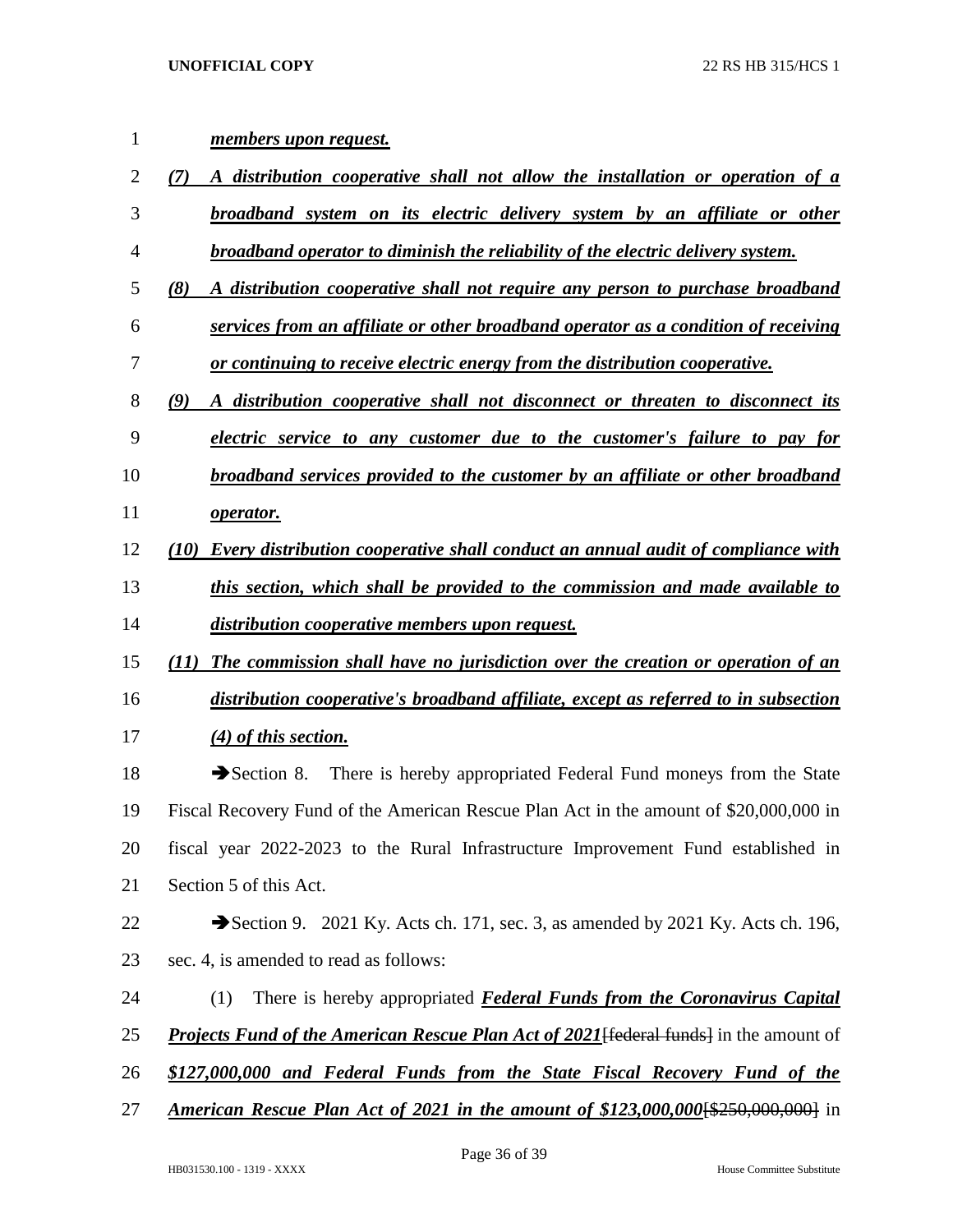***members upon request.***

***(7) A distribution cooperative shall not allow the installation or operation of a broadband system on its electric delivery system by an affiliate or other broadband operator to diminish the reliability of the electric delivery system.***

***(8) A distribution cooperative shall not require any person to purchase broadband services from an affiliate or other broadband operator as a condition of receiving or continuing to receive electric energy from the distribution cooperative.***

***(9) A distribution cooperative shall not disconnect or threaten to disconnect its electric service to any customer due to the customer's failure to pay for broadband services provided to the customer by an affiliate or other broadband operator.***

***(10) Every distribution cooperative shall conduct an annual audit of compliance with this section, which shall be provided to the commission and made available to distribution cooperative members upon request.***

***(11) The commission shall have no jurisdiction over the creation or operation of an distribution cooperative's broadband affiliate, except as referred to in subsection (4) of this section.***

➔Section 8. There is hereby appropriated Federal Fund moneys from the State Fiscal Recovery Fund of the American Rescue Plan Act in the amount of $20,000,000 in fiscal year 2022-2023 to the Rural Infrastructure Improvement Fund established in Section 5 of this Act.

➔Section 9. 2021 Ky. Acts ch. 171, sec. 3, as amended by 2021 Ky. Acts ch. 196, sec. 4, is amended to read as follows:

(1) There is hereby appropriated ***Federal Funds from the Coronavirus Capital Projects Fund of the American Rescue Plan Act of 2021***~~[federal funds]~~ in the amount of ***$127,000,000 and Federal Funds from the State Fiscal Recovery Fund of the American Rescue Plan Act of 2021 in the amount of $123,000,000***~~[$250,000,000]~~ in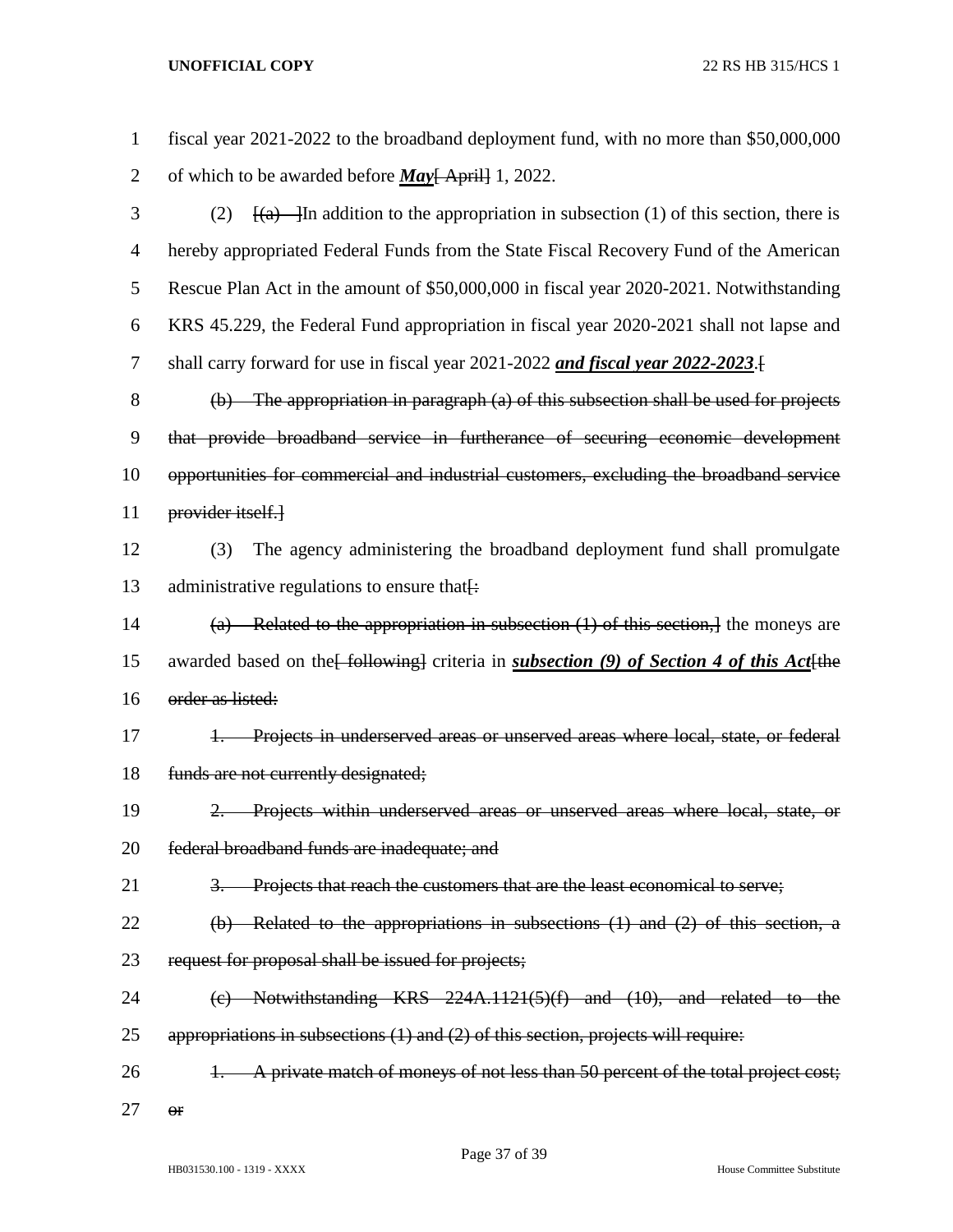fiscal year 2021-2022 to the broadband deployment fund, with no more than $50,000,000 of which to be awarded before ***May***[ April] 1, 2022.

(2) [(a) ]In addition to the appropriation in subsection (1) of this section, there is hereby appropriated Federal Funds from the State Fiscal Recovery Fund of the American Rescue Plan Act in the amount of $50,000,000 in fiscal year 2020-2021. Notwithstanding KRS 45.229, the Federal Fund appropriation in fiscal year 2020-2021 shall not lapse and shall carry forward for use in fiscal year 2021-2022 ***and fiscal year 2022-2023***.[

~~(b) The appropriation in paragraph (a) of this subsection shall be used for projects that provide broadband service in furtherance of securing economic development opportunities for commercial and industrial customers, excluding the broadband service provider itself.~~]

(3) The agency administering the broadband deployment fund shall promulgate administrative regulations to ensure that[:

~~(a) Related to the appropriation in subsection (1) of this section,~~] the moneys are awarded based on the[ following] criteria in ***subsection (9) of Section 4 of this Act***[~~the order as listed:~~

~~1. Projects in underserved areas or unserved areas where local, state, or federal funds are not currently designated;~~

~~2. Projects within underserved areas or unserved areas where local, state, or federal broadband funds are inadequate; and~~

~~3. Projects that reach the customers that are the least economical to serve;~~

~~(b) Related to the appropriations in subsections (1) and (2) of this section, a request for proposal shall be issued for projects;~~

~~(c) Notwithstanding KRS 224A.1121(5)(f) and (10), and related to the appropriations in subsections (1) and (2) of this section, projects will require:~~

~~1. A private match of moneys of not less than 50 percent of the total project cost; or~~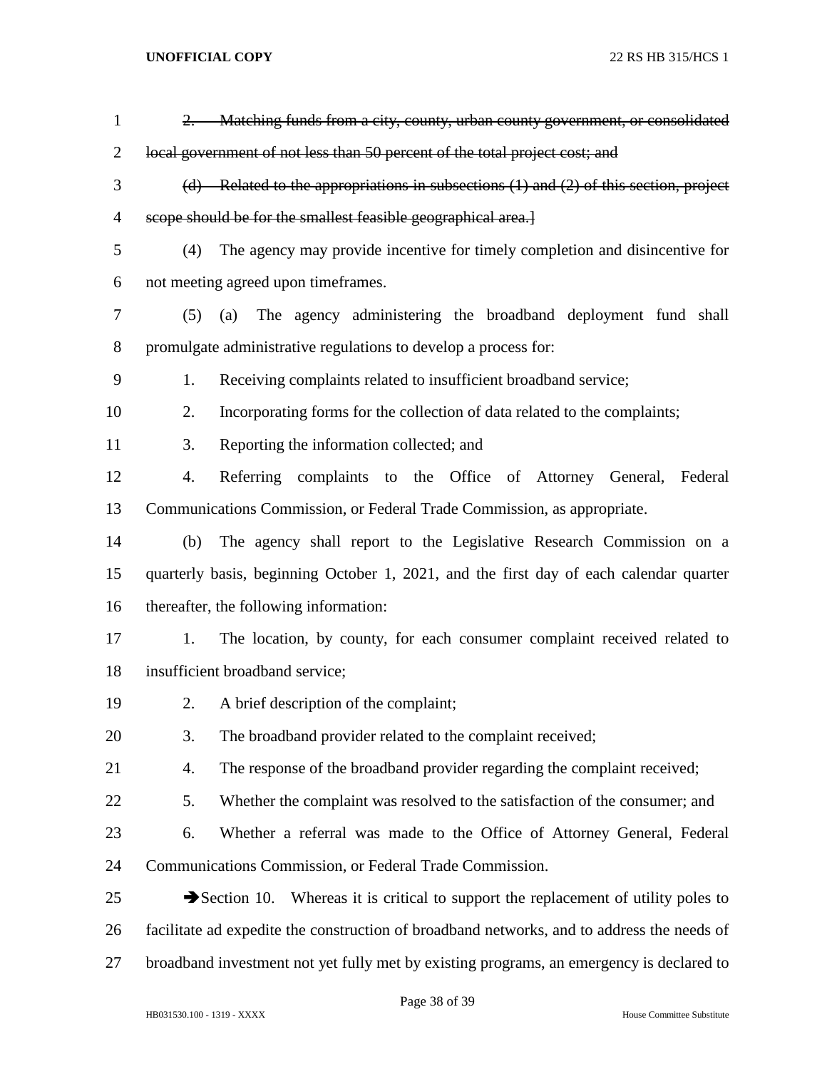~~2. Matching funds from a city, county, urban county government, or consolidated local government of not less than 50 percent of the total project cost; and~~

~~(d) Related to the appropriations in subsections (1) and (2) of this section, project scope should be for the smallest feasible geographical area.]~~

(4) The agency may provide incentive for timely completion and disincentive for not meeting agreed upon timeframes.

(5) (a) The agency administering the broadband deployment fund shall promulgate administrative regulations to develop a process for:

1. Receiving complaints related to insufficient broadband service;

2. Incorporating forms for the collection of data related to the complaints;

3. Reporting the information collected; and

4. Referring complaints to the Office of Attorney General, Federal Communications Commission, or Federal Trade Commission, as appropriate.

(b) The agency shall report to the Legislative Research Commission on a quarterly basis, beginning October 1, 2021, and the first day of each calendar quarter thereafter, the following information:

1. The location, by county, for each consumer complaint received related to insufficient broadband service;

2. A brief description of the complaint;

3. The broadband provider related to the complaint received;

4. The response of the broadband provider regarding the complaint received;

5. Whether the complaint was resolved to the satisfaction of the consumer; and

6. Whether a referral was made to the Office of Attorney General, Federal Communications Commission, or Federal Trade Commission.

➔Section 10. Whereas it is critical to support the replacement of utility poles to facilitate ad expedite the construction of broadband networks, and to address the needs of broadband investment not yet fully met by existing programs, an emergency is declared to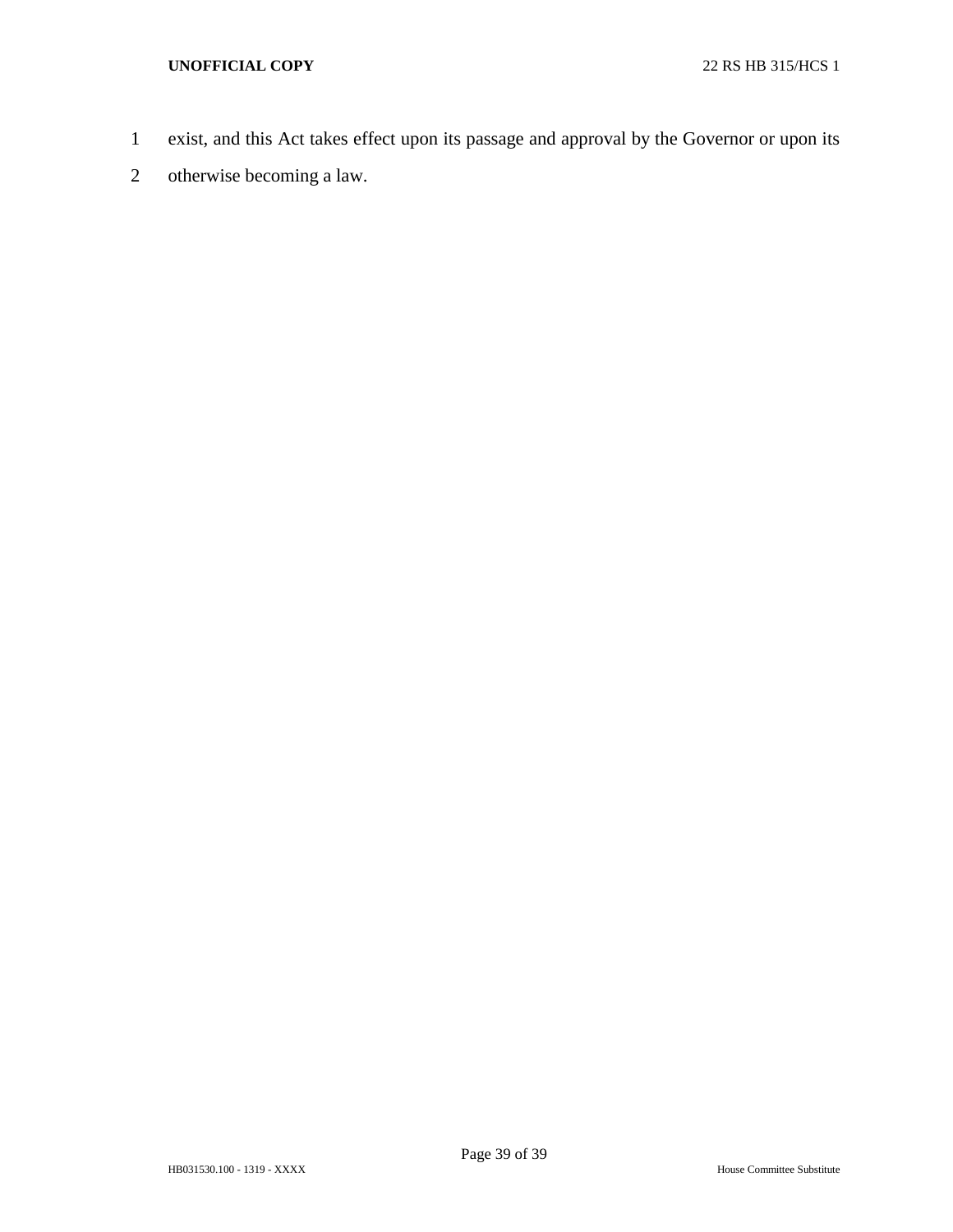exist, and this Act takes effect upon its passage and approval by the Governor or upon its otherwise becoming a law.